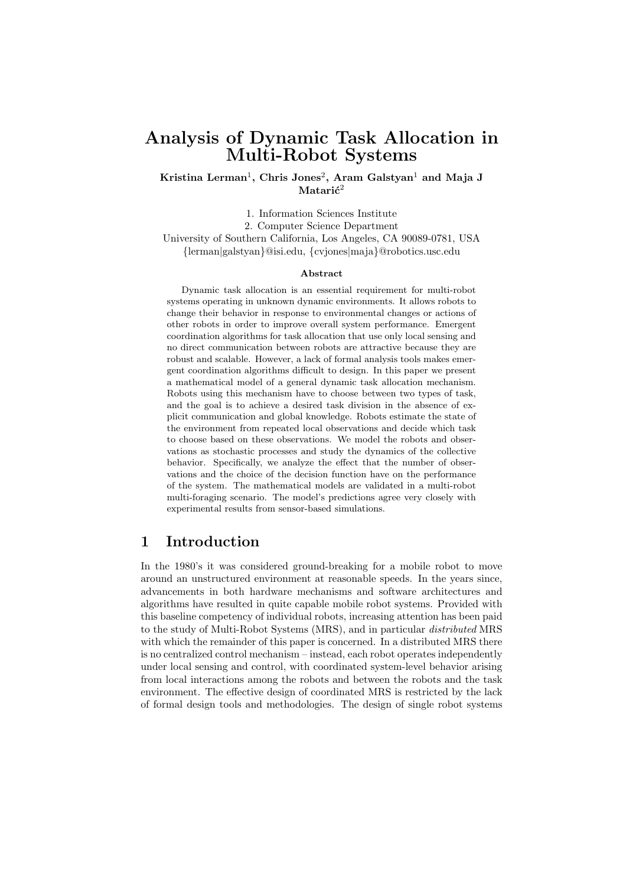# Analysis of Dynamic Task Allocation in Multi-Robot Systems

**Kristina Lerman[1], Chris Jones[2], Aram Galstyan[1] and Maja J Matarić[2]**

1. Information Sciences Institute
2. Computer Science Department

University of Southern California, Los Angeles, CA 90089-0781, USA
{lerman|galstyan}@isi.edu, {cvjones|maja}@robotics.usc.edu

### Abstract

Dynamic task allocation is an essential requirement for multi-robot systems operating in unknown dynamic environments. It allows robots to change their behavior in response to environmental changes or actions of other robots in order to improve overall system performance. Emergent coordination algorithms for task allocation that use only local sensing and no direct communication between robots are attractive because they are robust and scalable. However, a lack of formal analysis tools makes emergent coordination algorithms difficult to design. In this paper we present a mathematical model of a general dynamic task allocation mechanism. Robots using this mechanism have to choose between two types of task, and the goal is to achieve a desired task division in the absence of explicit communication and global knowledge. Robots estimate the state of the environment from repeated local observations and decide which task to choose based on these observations. We model the robots and observations as stochastic processes and study the dynamics of the collective behavior. Specifically, we analyze the effect that the number of observations and the choice of the decision function have on the performance of the system. The mathematical models are validated in a multi-robot multi-foraging scenario. The model's predictions agree very closely with experimental results from sensor-based simulations.

## 1 Introduction

In the 1980's it was considered ground-breaking for a mobile robot to move around an unstructured environment at reasonable speeds. In the years since, advancements in both hardware mechanisms and software architectures and algorithms have resulted in quite capable mobile robot systems. Provided with this baseline competency of individual robots, increasing attention has been paid to the study of Multi-Robot Systems (MRS), and in particular *distributed* MRS with which the remainder of this paper is concerned. In a distributed MRS there is no centralized control mechanism – instead, each robot operates independently under local sensing and control, with coordinated system-level behavior arising from local interactions among the robots and between the robots and the task environment. The effective design of coordinated MRS is restricted by the lack of formal design tools and methodologies. The design of single robot systems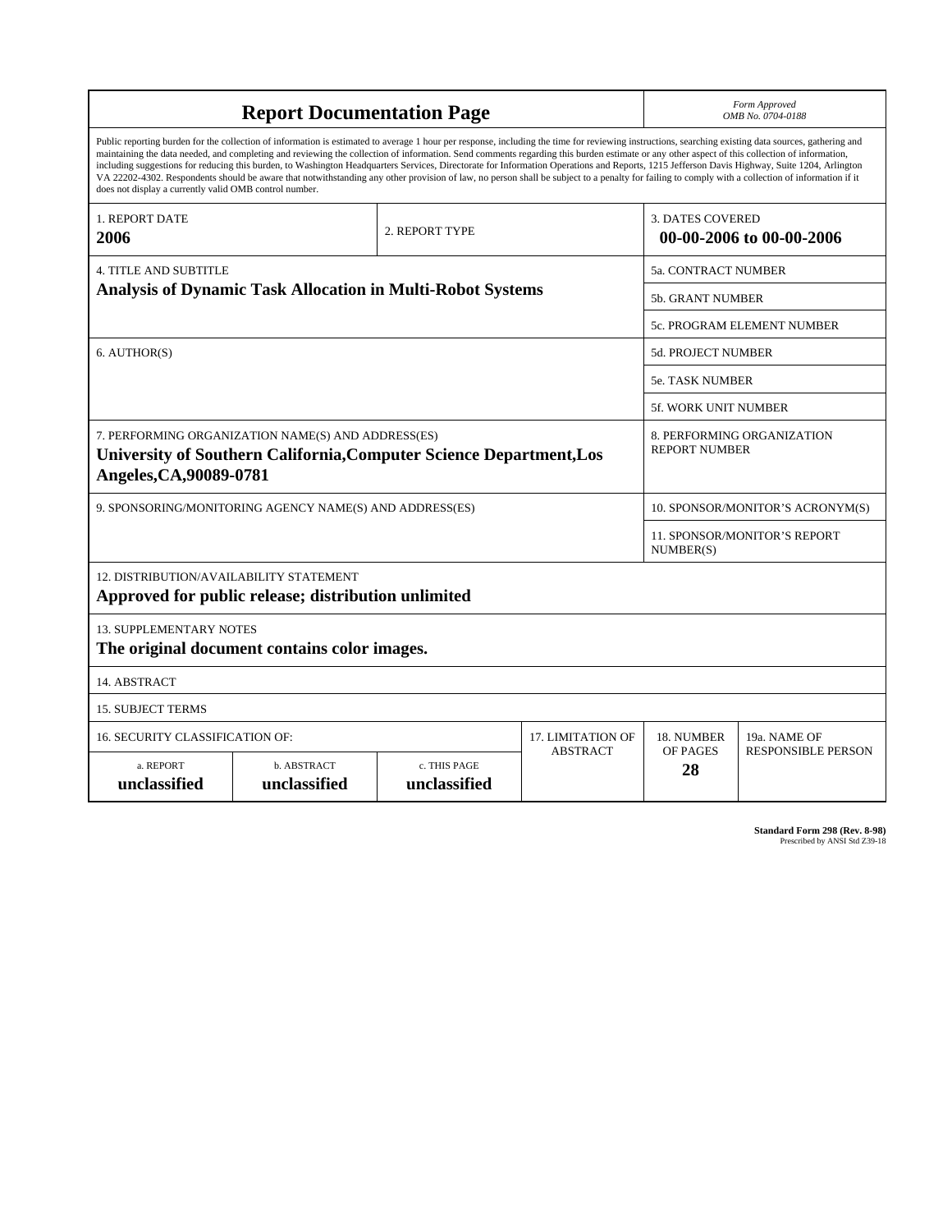# Report Documentation Page

*Form Approved*
*OMB No. 0704-0188*

Public reporting burden for the collection of information is estimated to average 1 hour per response, including the time for reviewing instructions, searching existing data sources, gathering and maintaining the data needed, and completing and reviewing the collection of information. Send comments regarding this burden estimate or any other aspect of this collection of information, including suggestions for reducing this burden, to Washington Headquarters Services, Directorate for Information Operations and Reports, 1215 Jefferson Davis Highway, Suite 1204, Arlington VA 22202-4302. Respondents should be aware that notwithstanding any other provision of law, no person shall be subject to a penalty for failing to comply with a collection of information if it does not display a currently valid OMB control number.

| 1. REPORT DATE | 2. REPORT TYPE | 3. DATES COVERED |
|---|---|---|
| **2006** | | **00-00-2006 to 00-00-2006** |

| 4. TITLE AND SUBTITLE | |
|---|---|
| **Analysis of Dynamic Task Allocation in Multi-Robot Systems** | 5a. CONTRACT NUMBER |
| | 5b. GRANT NUMBER |
| | 5c. PROGRAM ELEMENT NUMBER |
| 6. AUTHOR(S) | 5d. PROJECT NUMBER |
| | 5e. TASK NUMBER |
| | 5f. WORK UNIT NUMBER |
| 7. PERFORMING ORGANIZATION NAME(S) AND ADDRESS(ES) **University of Southern California,Computer Science Department,Los Angeles,CA,90089-0781** | 8. PERFORMING ORGANIZATION REPORT NUMBER |
| 9. SPONSORING/MONITORING AGENCY NAME(S) AND ADDRESS(ES) | 10. SPONSOR/MONITOR'S ACRONYM(S) |
| | 11. SPONSOR/MONITOR'S REPORT NUMBER(S) |

12. DISTRIBUTION/AVAILABILITY STATEMENT
**Approved for public release; distribution unlimited**

13. SUPPLEMENTARY NOTES
**The original document contains color images.**

14. ABSTRACT

15. SUBJECT TERMS

| 16. SECURITY CLASSIFICATION OF: | | | 17. LIMITATION OF ABSTRACT | 18. NUMBER OF PAGES | 19a. NAME OF RESPONSIBLE PERSON |
|---|---|---|---|---|---|
| a. REPORT | b. ABSTRACT | c. THIS PAGE | | | |
| **unclassified** | **unclassified** | **unclassified** | | **28** | |

**Standard Form 298 (Rev. 8-98)**
Prescribed by ANSI Std Z39-18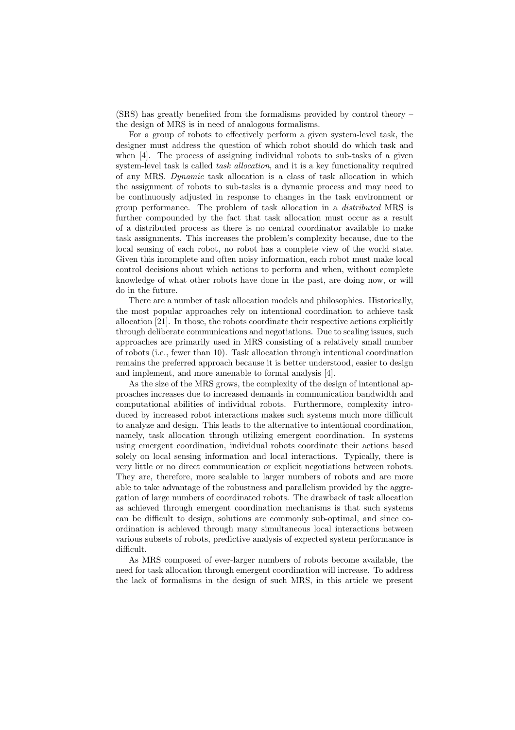(SRS) has greatly benefited from the formalisms provided by control theory – the design of MRS is in need of analogous formalisms.

For a group of robots to effectively perform a given system-level task, the designer must address the question of which robot should do which task and when [4]. The process of assigning individual robots to sub-tasks of a given system-level task is called *task allocation*, and it is a key functionality required of any MRS. *Dynamic* task allocation is a class of task allocation in which the assignment of robots to sub-tasks is a dynamic process and may need to be continuously adjusted in response to changes in the task environment or group performance. The problem of task allocation in a *distributed* MRS is further compounded by the fact that task allocation must occur as a result of a distributed process as there is no central coordinator available to make task assignments. This increases the problem's complexity because, due to the local sensing of each robot, no robot has a complete view of the world state. Given this incomplete and often noisy information, each robot must make local control decisions about which actions to perform and when, without complete knowledge of what other robots have done in the past, are doing now, or will do in the future.

There are a number of task allocation models and philosophies. Historically, the most popular approaches rely on intentional coordination to achieve task allocation [21]. In those, the robots coordinate their respective actions explicitly through deliberate communications and negotiations. Due to scaling issues, such approaches are primarily used in MRS consisting of a relatively small number of robots (i.e., fewer than 10). Task allocation through intentional coordination remains the preferred approach because it is better understood, easier to design and implement, and more amenable to formal analysis [4].

As the size of the MRS grows, the complexity of the design of intentional approaches increases due to increased demands in communication bandwidth and computational abilities of individual robots. Furthermore, complexity introduced by increased robot interactions makes such systems much more difficult to analyze and design. This leads to the alternative to intentional coordination, namely, task allocation through utilizing emergent coordination. In systems using emergent coordination, individual robots coordinate their actions based solely on local sensing information and local interactions. Typically, there is very little or no direct communication or explicit negotiations between robots. They are, therefore, more scalable to larger numbers of robots and are more able to take advantage of the robustness and parallelism provided by the aggregation of large numbers of coordinated robots. The drawback of task allocation as achieved through emergent coordination mechanisms is that such systems can be difficult to design, solutions are commonly sub-optimal, and since coordination is achieved through many simultaneous local interactions between various subsets of robots, predictive analysis of expected system performance is difficult.

As MRS composed of ever-larger numbers of robots become available, the need for task allocation through emergent coordination will increase. To address the lack of formalisms in the design of such MRS, in this article we present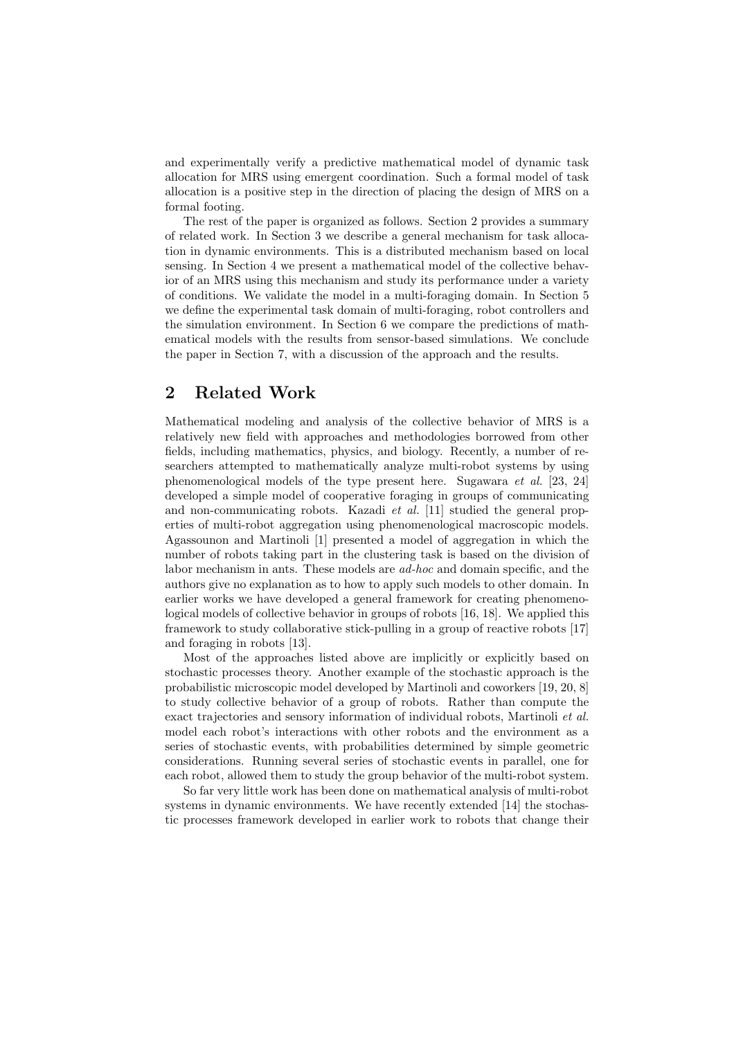and experimentally verify a predictive mathematical model of dynamic task allocation for MRS using emergent coordination. Such a formal model of task allocation is a positive step in the direction of placing the design of MRS on a formal footing.

The rest of the paper is organized as follows. Section 2 provides a summary of related work. In Section 3 we describe a general mechanism for task allocation in dynamic environments. This is a distributed mechanism based on local sensing. In Section 4 we present a mathematical model of the collective behavior of an MRS using this mechanism and study its performance under a variety of conditions. We validate the model in a multi-foraging domain. In Section 5 we define the experimental task domain of multi-foraging, robot controllers and the simulation environment. In Section 6 we compare the predictions of mathematical models with the results from sensor-based simulations. We conclude the paper in Section 7, with a discussion of the approach and the results.

## 2 Related Work

Mathematical modeling and analysis of the collective behavior of MRS is a relatively new field with approaches and methodologies borrowed from other fields, including mathematics, physics, and biology. Recently, a number of researchers attempted to mathematically analyze multi-robot systems by using phenomenological models of the type present here. Sugawara *et al.* [23, 24] developed a simple model of cooperative foraging in groups of communicating and non-communicating robots. Kazadi *et al.* [11] studied the general properties of multi-robot aggregation using phenomenological macroscopic models. Agassounon and Martinoli [1] presented a model of aggregation in which the number of robots taking part in the clustering task is based on the division of labor mechanism in ants. These models are *ad-hoc* and domain specific, and the authors give no explanation as to how to apply such models to other domain. In earlier works we have developed a general framework for creating phenomenological models of collective behavior in groups of robots [16, 18]. We applied this framework to study collaborative stick-pulling in a group of reactive robots [17] and foraging in robots [13].

Most of the approaches listed above are implicitly or explicitly based on stochastic processes theory. Another example of the stochastic approach is the probabilistic microscopic model developed by Martinoli and coworkers [19, 20, 8] to study collective behavior of a group of robots. Rather than compute the exact trajectories and sensory information of individual robots, Martinoli *et al.* model each robot's interactions with other robots and the environment as a series of stochastic events, with probabilities determined by simple geometric considerations. Running several series of stochastic events in parallel, one for each robot, allowed them to study the group behavior of the multi-robot system.

So far very little work has been done on mathematical analysis of multi-robot systems in dynamic environments. We have recently extended [14] the stochastic processes framework developed in earlier work to robots that change their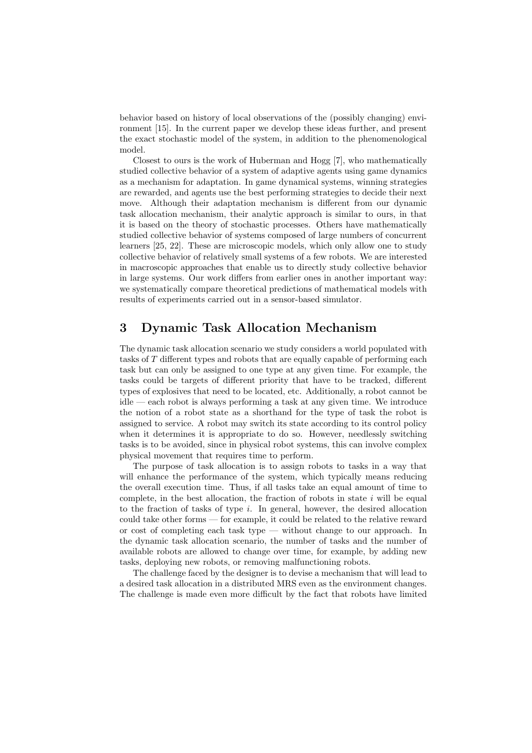behavior based on history of local observations of the (possibly changing) environment [15]. In the current paper we develop these ideas further, and present the exact stochastic model of the system, in addition to the phenomenological model.

Closest to ours is the work of Huberman and Hogg [7], who mathematically studied collective behavior of a system of adaptive agents using game dynamics as a mechanism for adaptation. In game dynamical systems, winning strategies are rewarded, and agents use the best performing strategies to decide their next move. Although their adaptation mechanism is different from our dynamic task allocation mechanism, their analytic approach is similar to ours, in that it is based on the theory of stochastic processes. Others have mathematically studied collective behavior of systems composed of large numbers of concurrent learners [25, 22]. These are microscopic models, which only allow one to study collective behavior of relatively small systems of a few robots. We are interested in macroscopic approaches that enable us to directly study collective behavior in large systems. Our work differs from earlier ones in another important way: we systematically compare theoretical predictions of mathematical models with results of experiments carried out in a sensor-based simulator.

## 3 Dynamic Task Allocation Mechanism

The dynamic task allocation scenario we study considers a world populated with tasks of $T$ different types and robots that are equally capable of performing each task but can only be assigned to one type at any given time. For example, the tasks could be targets of different priority that have to be tracked, different types of explosives that need to be located, etc. Additionally, a robot cannot be idle — each robot is always performing a task at any given time. We introduce the notion of a robot state as a shorthand for the type of task the robot is assigned to service. A robot may switch its state according to its control policy when it determines it is appropriate to do so. However, needlessly switching tasks is to be avoided, since in physical robot systems, this can involve complex physical movement that requires time to perform.

The purpose of task allocation is to assign robots to tasks in a way that will enhance the performance of the system, which typically means reducing the overall execution time. Thus, if all tasks take an equal amount of time to complete, in the best allocation, the fraction of robots in state $i$ will be equal to the fraction of tasks of type $i$. In general, however, the desired allocation could take other forms — for example, it could be related to the relative reward or cost of completing each task type — without change to our approach. In the dynamic task allocation scenario, the number of tasks and the number of available robots are allowed to change over time, for example, by adding new tasks, deploying new robots, or removing malfunctioning robots.

The challenge faced by the designer is to devise a mechanism that will lead to a desired task allocation in a distributed MRS even as the environment changes. The challenge is made even more difficult by the fact that robots have limited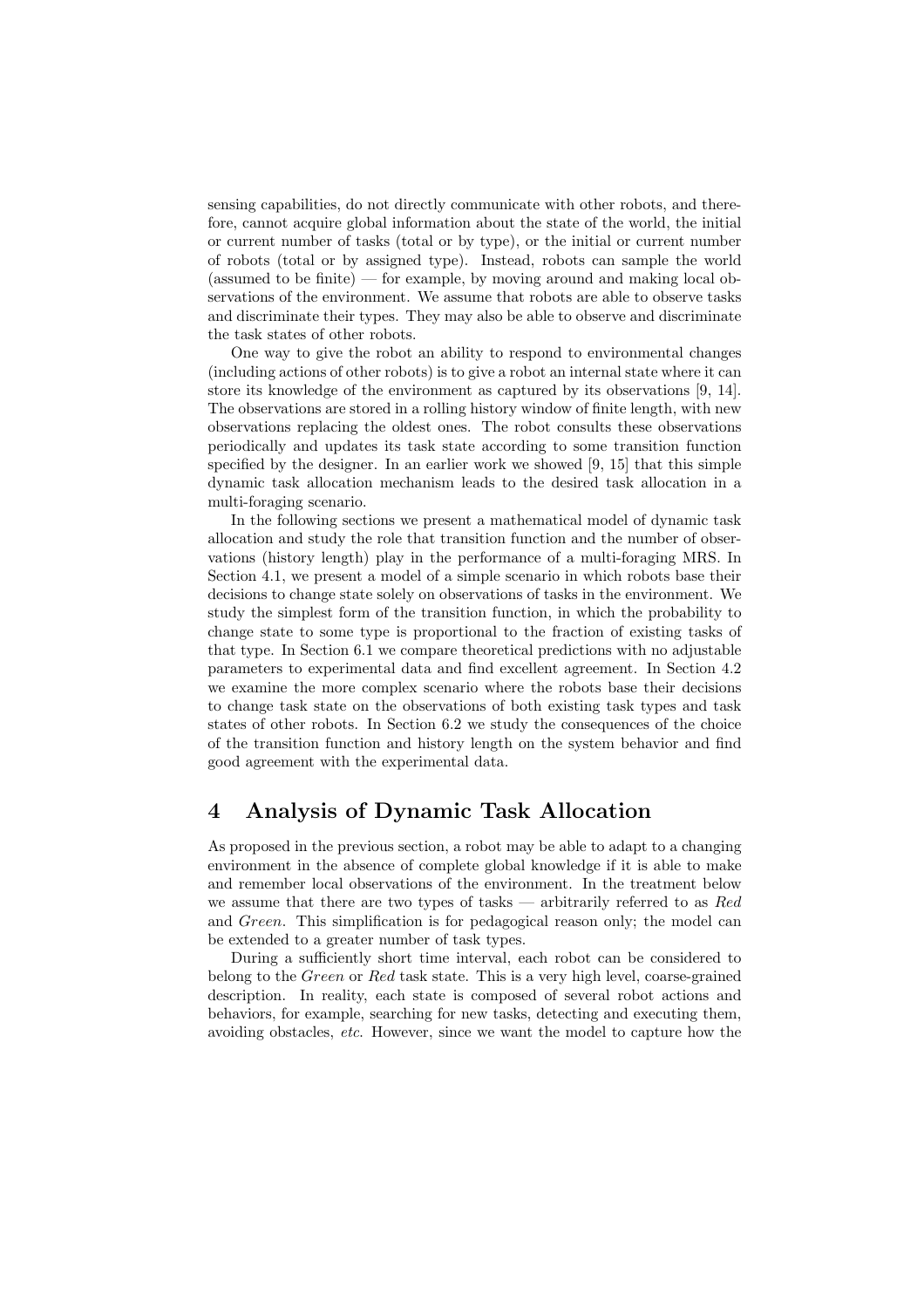sensing capabilities, do not directly communicate with other robots, and therefore, cannot acquire global information about the state of the world, the initial or current number of tasks (total or by type), or the initial or current number of robots (total or by assigned type). Instead, robots can sample the world (assumed to be finite) — for example, by moving around and making local observations of the environment. We assume that robots are able to observe tasks and discriminate their types. They may also be able to observe and discriminate the task states of other robots.

One way to give the robot an ability to respond to environmental changes (including actions of other robots) is to give a robot an internal state where it can store its knowledge of the environment as captured by its observations [9, 14]. The observations are stored in a rolling history window of finite length, with new observations replacing the oldest ones. The robot consults these observations periodically and updates its task state according to some transition function specified by the designer. In an earlier work we showed [9, 15] that this simple dynamic task allocation mechanism leads to the desired task allocation in a multi-foraging scenario.

In the following sections we present a mathematical model of dynamic task allocation and study the role that transition function and the number of observations (history length) play in the performance of a multi-foraging MRS. In Section 4.1, we present a model of a simple scenario in which robots base their decisions to change state solely on observations of tasks in the environment. We study the simplest form of the transition function, in which the probability to change state to some type is proportional to the fraction of existing tasks of that type. In Section 6.1 we compare theoretical predictions with no adjustable parameters to experimental data and find excellent agreement. In Section 4.2 we examine the more complex scenario where the robots base their decisions to change task state on the observations of both existing task types and task states of other robots. In Section 6.2 we study the consequences of the choice of the transition function and history length on the system behavior and find good agreement with the experimental data.

# 4 Analysis of Dynamic Task Allocation

As proposed in the previous section, a robot may be able to adapt to a changing environment in the absence of complete global knowledge if it is able to make and remember local observations of the environment. In the treatment below we assume that there are two types of tasks — arbitrarily referred to as *Red* and *Green*. This simplification is for pedagogical reason only; the model can be extended to a greater number of task types.

During a sufficiently short time interval, each robot can be considered to belong to the *Green* or *Red* task state. This is a very high level, coarse-grained description. In reality, each state is composed of several robot actions and behaviors, for example, searching for new tasks, detecting and executing them, avoiding obstacles, *etc.* However, since we want the model to capture how the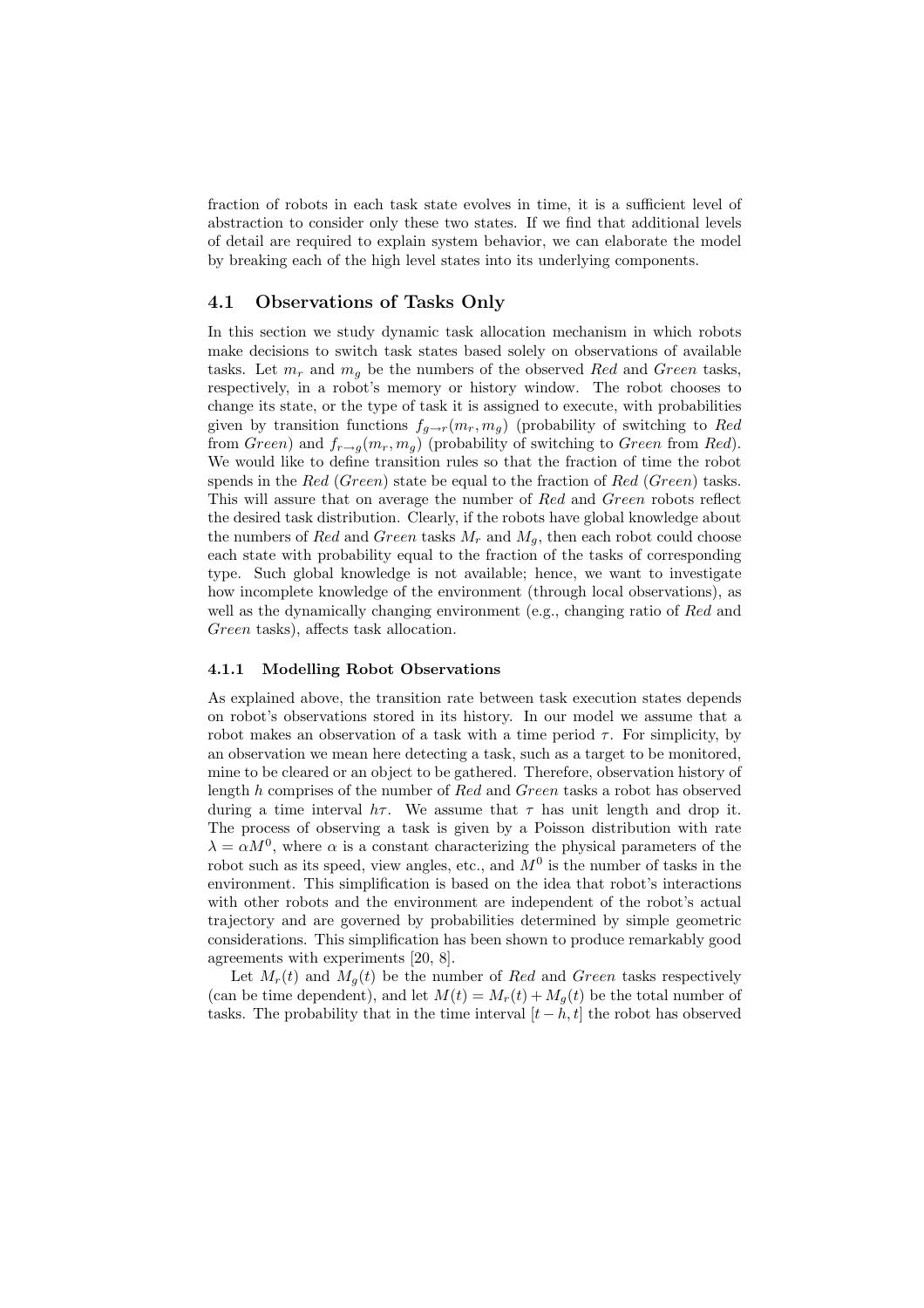fraction of robots in each task state evolves in time, it is a sufficient level of abstraction to consider only these two states. If we find that additional levels of detail are required to explain system behavior, we can elaborate the model by breaking each of the high level states into its underlying components.

## 4.1 Observations of Tasks Only

In this section we study dynamic task allocation mechanism in which robots make decisions to switch task states based solely on observations of available tasks. Let $m_r$ and $m_g$ be the numbers of the observed *Red* and *Green* tasks, respectively, in a robot's memory or history window. The robot chooses to change its state, or the type of task it is assigned to execute, with probabilities given by transition functions $f_{g \to r}(m_r, m_g)$ (probability of switching to *Red* from *Green*) and $f_{r \to g}(m_r, m_g)$ (probability of switching to *Green* from *Red*). We would like to define transition rules so that the fraction of time the robot spends in the *Red* (*Green*) state be equal to the fraction of *Red* (*Green*) tasks. This will assure that on average the number of *Red* and *Green* robots reflect the desired task distribution. Clearly, if the robots have global knowledge about the numbers of *Red* and *Green* tasks $M_r$ and $M_g$, then each robot could choose each state with probability equal to the fraction of the tasks of corresponding type. Such global knowledge is not available; hence, we want to investigate how incomplete knowledge of the environment (through local observations), as well as the dynamically changing environment (e.g., changing ratio of *Red* and *Green* tasks), affects task allocation.

### 4.1.1 Modelling Robot Observations

As explained above, the transition rate between task execution states depends on robot's observations stored in its history. In our model we assume that a robot makes an observation of a task with a time period $\tau$. For simplicity, by an observation we mean here detecting a task, such as a target to be monitored, mine to be cleared or an object to be gathered. Therefore, observation history of length $h$ comprises of the number of *Red* and *Green* tasks a robot has observed during a time interval $h\tau$. We assume that $\tau$ has unit length and drop it. The process of observing a task is given by a Poisson distribution with rate $\lambda = \alpha M^0$, where $\alpha$ is a constant characterizing the physical parameters of the robot such as its speed, view angles, etc., and $M^0$ is the number of tasks in the environment. This simplification is based on the idea that robot's interactions with other robots and the environment are independent of the robot's actual trajectory and are governed by probabilities determined by simple geometric considerations. This simplification has been shown to produce remarkably good agreements with experiments [20, 8].

Let $M_r(t)$ and $M_g(t)$ be the number of *Red* and *Green* tasks respectively (can be time dependent), and let $M(t) = M_r(t) + M_g(t)$ be the total number of tasks. The probability that in the time interval $[t - h, t]$ the robot has observed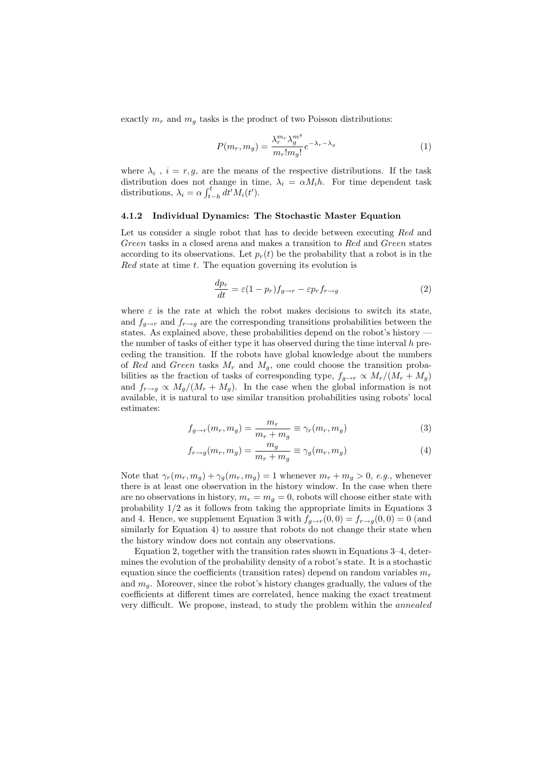exactly $m_r$ and $m_g$ tasks is the product of two Poisson distributions:

$$P(m_r, m_g) = \frac{\lambda_r^{m_r} \lambda_g^{m_g}}{m_r! m_g!} e^{-\lambda_r - \lambda_g} \tag{1}$$

where $\lambda_i$ , $i = r, g$, are the means of the respective distributions. If the task distribution does not change in time, $\lambda_i = \alpha M_i h$. For time dependent task distributions, $\lambda_i = \alpha \int_{t-h}^{t} dt' M_i(t')$.

#### 4.1.2 Individual Dynamics: The Stochastic Master Equation

Let us consider a single robot that has to decide between executing *Red* and *Green* tasks in a closed arena and makes a transition to *Red* and *Green* states according to its observations. Let $p_r(t)$ be the probability that a robot is in the *Red* state at time $t$. The equation governing its evolution is

$$\frac{dp_r}{dt} = \varepsilon(1 - p_r) f_{g \to r} - \varepsilon p_r f_{r \to g} \tag{2}$$

where $\varepsilon$ is the rate at which the robot makes decisions to switch its state, and $f_{g \to r}$ and $f_{r \to g}$ are the corresponding transitions probabilities between the states. As explained above, these probabilities depend on the robot's history — the number of tasks of either type it has observed during the time interval $h$ preceding the transition. If the robots have global knowledge about the numbers of *Red* and *Green* tasks $M_r$ and $M_g$, one could choose the transition probabilities as the fraction of tasks of corresponding type, $f_{g \to r} \propto M_r/(M_r + M_g)$ and $f_{r \to g} \propto M_g/(M_r + M_g)$. In the case when the global information is not available, it is natural to use similar transition probabilities using robots' local estimates:

$$f_{g \to r}(m_r, m_g) = \frac{m_r}{m_r + m_g} \equiv \gamma_r(m_r, m_g) \tag{3}$$

$$f_{r \to g}(m_r, m_g) = \frac{m_g}{m_r + m_g} \equiv \gamma_g(m_r, m_g) \tag{4}$$

Note that $\gamma_r(m_r, m_g) + \gamma_g(m_r, m_g) = 1$ whenever $m_r + m_g > 0$, *e.g.*, whenever there is at least one observation in the history window. In the case when there are no observations in history, $m_r = m_g = 0$, robots will choose either state with probability 1/2 as it follows from taking the appropriate limits in Equations 3 and 4. Hence, we supplement Equation 3 with $f_{g \to r}(0, 0) = f_{r \to g}(0, 0) = 0$ (and similarly for Equation 4) to assure that robots do not change their state when the history window does not contain any observations.

Equation 2, together with the transition rates shown in Equations 3–4, determines the evolution of the probability density of a robot's state. It is a stochastic equation since the coefficients (transition rates) depend on random variables $m_r$ and $m_g$. Moreover, since the robot's history changes gradually, the values of the coefficients at different times are correlated, hence making the exact treatment very difficult. We propose, instead, to study the problem within the *annealed*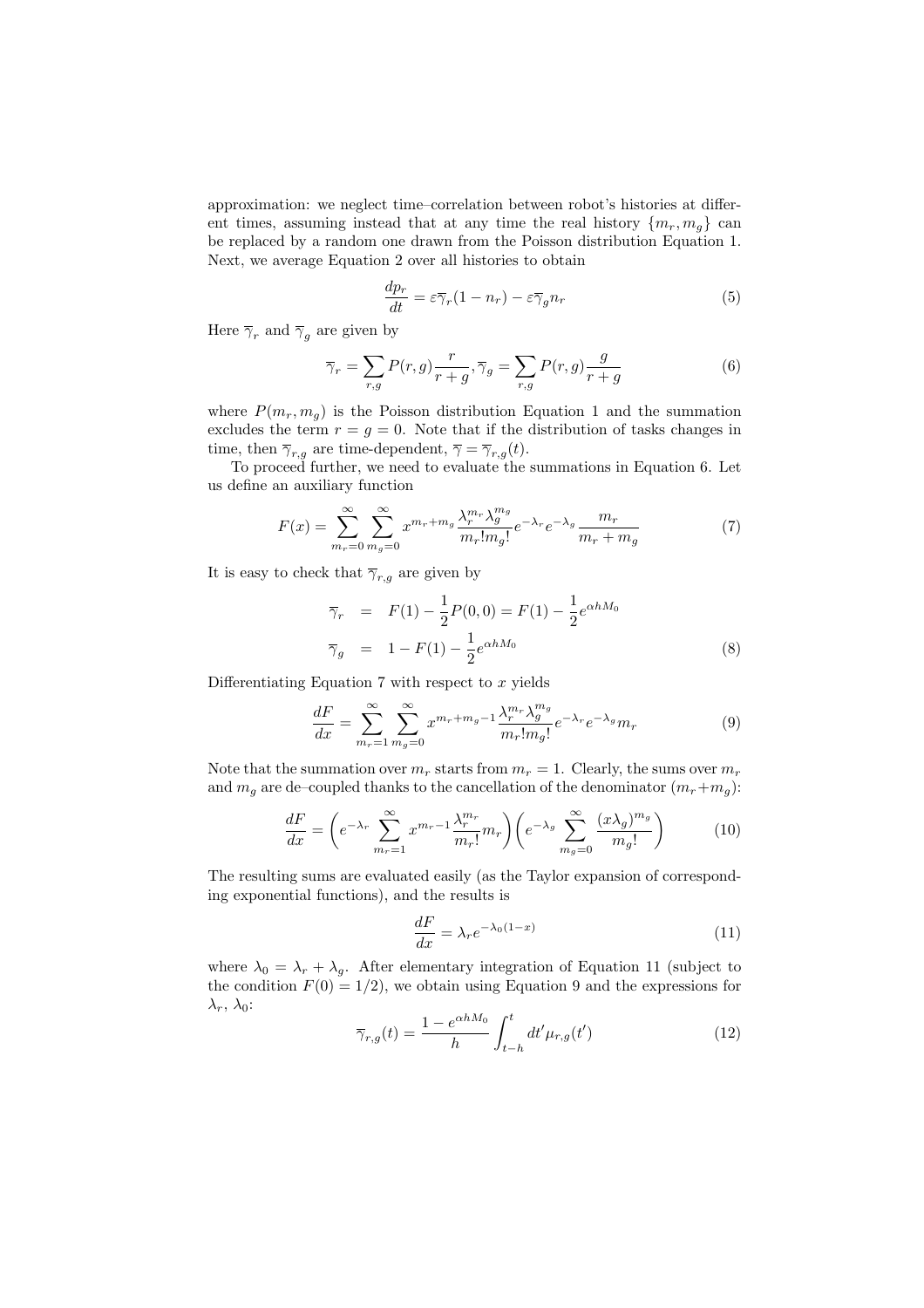approximation: we neglect time–correlation between robot's histories at different times, assuming instead that at any time the real history $\{m_r, m_g\}$ can be replaced by a random one drawn from the Poisson distribution Equation 1. Next, we average Equation 2 over all histories to obtain

$$\frac{dp_r}{dt} = \varepsilon \overline{\gamma}_r (1 - n_r) - \varepsilon \overline{\gamma}_g n_r \tag{5}$$

Here $\overline{\gamma}_r$ and $\overline{\gamma}_g$ are given by

$$\overline{\gamma}_r = \sum_{r,g} P(r,g) \frac{r}{r+g}, \overline{\gamma}_g = \sum_{r,g} P(r,g) \frac{g}{r+g} \tag{6}$$

where $P(m_r, m_g)$ is the Poisson distribution Equation 1 and the summation excludes the term $r = g = 0$. Note that if the distribution of tasks changes in time, then $\overline{\gamma}_{r,g}$ are time-dependent, $\overline{\gamma} = \overline{\gamma}_{r,g}(t)$.

To proceed further, we need to evaluate the summations in Equation 6. Let us define an auxiliary function

$$F(x) = \sum_{m_r=0}^{\infty} \sum_{m_g=0}^{\infty} x^{m_r + m_g} \frac{\lambda_r^{m_r} \lambda_g^{m_g}}{m_r! m_g!} e^{-\lambda_r} e^{-\lambda_g} \frac{m_r}{m_r + m_g} \tag{7}$$

It is easy to check that $\overline{\gamma}_{r,g}$ are given by

$$\begin{aligned}
\overline{\gamma}_r &= F(1) - \frac{1}{2} P(0,0) = F(1) - \frac{1}{2} e^{\alpha h M_0} \\
\overline{\gamma}_g &= 1 - F(1) - \frac{1}{2} e^{\alpha h M_0}
\end{aligned} \tag{8}$$

Differentiating Equation 7 with respect to $x$ yields

$$\frac{dF}{dx} = \sum_{m_r=1}^{\infty} \sum_{m_g=0}^{\infty} x^{m_r + m_g - 1} \frac{\lambda_r^{m_r} \lambda_g^{m_g}}{m_r! m_g!} e^{-\lambda_r} e^{-\lambda_g} m_r \tag{9}$$

Note that the summation over $m_r$ starts from $m_r = 1$. Clearly, the sums over $m_r$ and $m_g$ are de–coupled thanks to the cancellation of the denominator $(m_r + m_g)$:

$$\frac{dF}{dx} = \left( e^{-\lambda_r} \sum_{m_r=1}^{\infty} x^{m_r - 1} \frac{\lambda_r^{m_r}}{m_r!} m_r \right) \left( e^{-\lambda_g} \sum_{m_g=0}^{\infty} \frac{(x\lambda_g)^{m_g}}{m_g!} \right) \tag{10}$$

The resulting sums are evaluated easily (as the Taylor expansion of corresponding exponential functions), and the results is

$$\frac{dF}{dx} = \lambda_r e^{-\lambda_0 (1-x)} \tag{11}$$

where $\lambda_0 = \lambda_r + \lambda_g$. After elementary integration of Equation 11 (subject to the condition $F(0) = 1/2$), we obtain using Equation 9 and the expressions for $\lambda_r$, $\lambda_0$:

$$\overline{\gamma}_{r,g}(t) = \frac{1 - e^{\alpha h M_0}}{h} \int_{t-h}^{t} dt' \mu_{r,g}(t') \tag{12}$$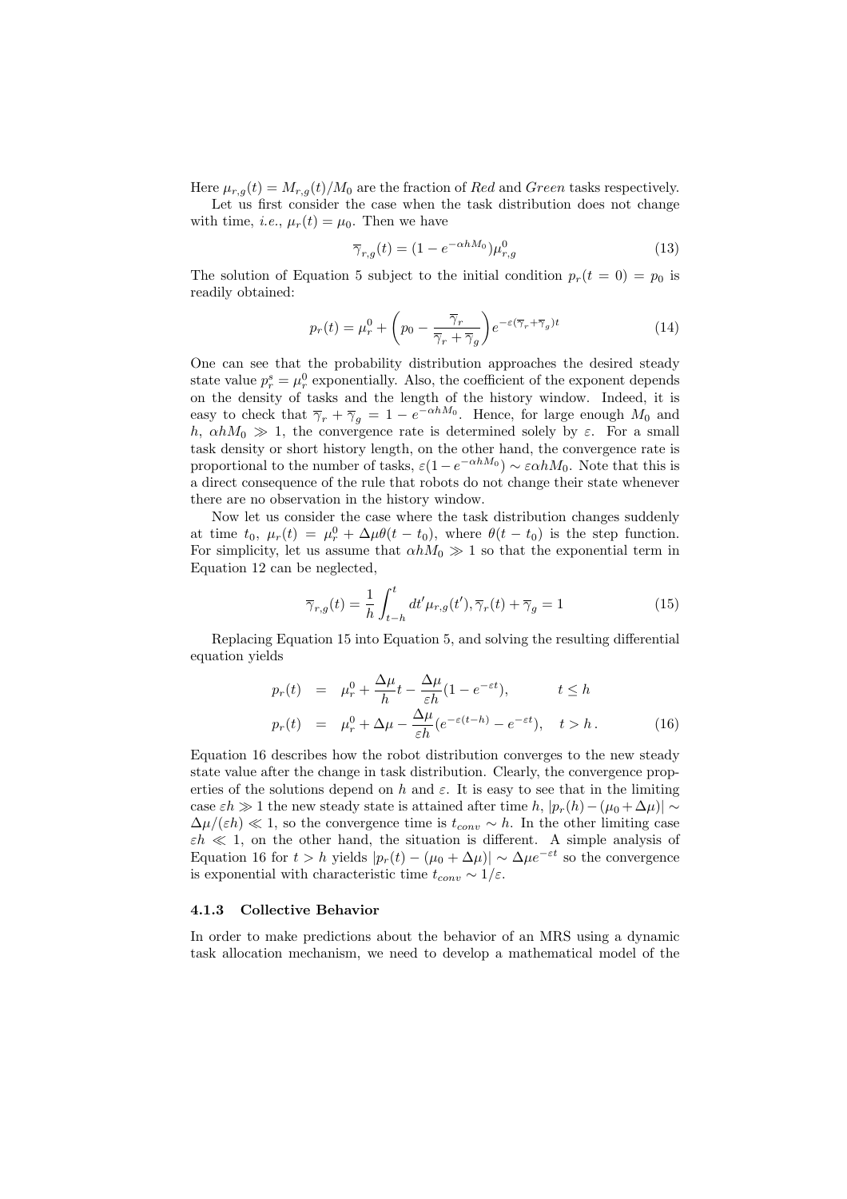Here $\mu_{r,g}(t) = M_{r,g}(t)/M_0$ are the fraction of *Red* and *Green* tasks respectively.

Let us first consider the case when the task distribution does not change with time, *i.e.*, $\mu_r(t) = \mu_0$. Then we have

$$\overline{\gamma}_{r,g}(t) = (1 - e^{-\alpha h M_0})\mu^0_{r,g} \tag{13}$$

The solution of Equation 5 subject to the initial condition $p_r(t = 0) = p_0$ is readily obtained:

$$p_r(t) = \mu^0_r + \left(p_0 - \frac{\overline{\gamma}_r}{\overline{\gamma}_r + \overline{\gamma}_g}\right) e^{-\varepsilon(\overline{\gamma}_r + \overline{\gamma}_g)t} \tag{14}$$

One can see that the probability distribution approaches the desired steady state value $p^s_r = \mu^0_r$ exponentially. Also, the coefficient of the exponent depends on the density of tasks and the length of the history window. Indeed, it is easy to check that $\overline{\gamma}_r + \overline{\gamma}_g = 1 - e^{-\alpha h M_0}$. Hence, for large enough $M_0$ and $h$, $\alpha h M_0 \gg 1$, the convergence rate is determined solely by $\varepsilon$. For a small task density or short history length, on the other hand, the convergence rate is proportional to the number of tasks, $\varepsilon(1 - e^{-\alpha h M_0}) \sim \varepsilon \alpha h M_0$. Note that this is a direct consequence of the rule that robots do not change their state whenever there are no observation in the history window.

Now let us consider the case where the task distribution changes suddenly at time $t_0$, $\mu_r(t) = \mu^0_r + \Delta\mu\theta(t - t_0)$, where $\theta(t - t_0)$ is the step function. For simplicity, let us assume that $\alpha h M_0 \gg 1$ so that the exponential term in Equation 12 can be neglected,

$$\overline{\gamma}_{r,g}(t) = \frac{1}{h}\int_{t-h}^{t} dt' \mu_{r,g}(t'), \overline{\gamma}_r(t) + \overline{\gamma}_g = 1 \tag{15}$$

Replacing Equation 15 into Equation 5, and solving the resulting differential equation yields

$$\begin{aligned}
p_r(t) &= \mu^0_r + \frac{\Delta\mu}{h}t - \frac{\Delta\mu}{\varepsilon h}(1 - e^{-\varepsilon t}), \qquad t \leq h \\
p_r(t) &= \mu^0_r + \Delta\mu - \frac{\Delta\mu}{\varepsilon h}(e^{-\varepsilon(t-h)} - e^{-\varepsilon t}), \quad t > h\,.
\end{aligned} \tag{16}$$

Equation 16 describes how the robot distribution converges to the new steady state value after the change in task distribution. Clearly, the convergence properties of the solutions depend on $h$ and $\varepsilon$. It is easy to see that in the limiting case $\varepsilon h \gg 1$ the new steady state is attained after time $h$, $|p_r(h) - (\mu_0 + \Delta\mu)| \sim \Delta\mu/(\varepsilon h) \ll 1$, so the convergence time is $t_{conv} \sim h$. In the other limiting case $\varepsilon h \ll 1$, on the other hand, the situation is different. A simple analysis of Equation 16 for $t > h$ yields $|p_r(t) - (\mu_0 + \Delta\mu)| \sim \Delta\mu e^{-\varepsilon t}$ so the convergence is exponential with characteristic time $t_{conv} \sim 1/\varepsilon$.

### 4.1.3 Collective Behavior

In order to make predictions about the behavior of an MRS using a dynamic task allocation mechanism, we need to develop a mathematical model of the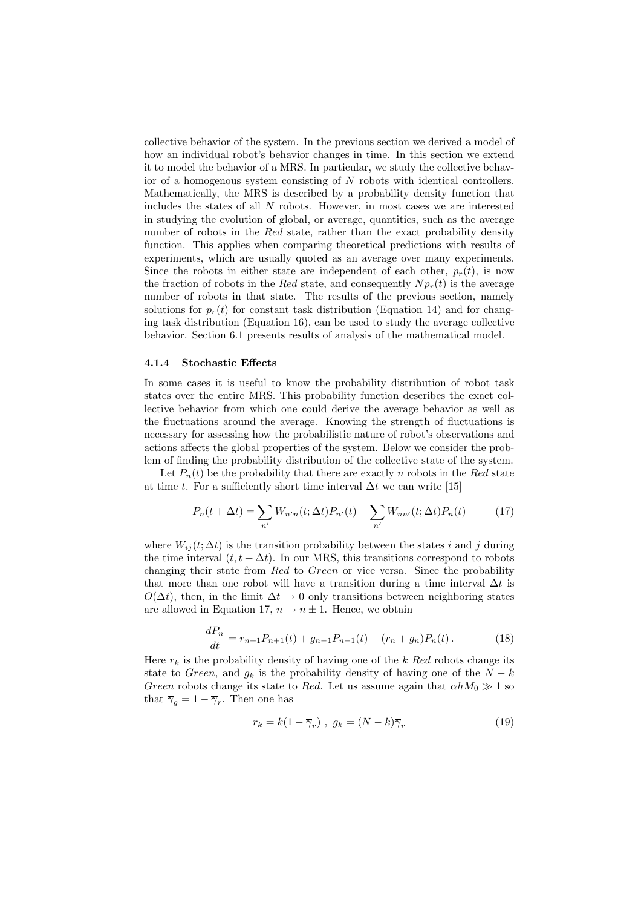collective behavior of the system. In the previous section we derived a model of how an individual robot's behavior changes in time. In this section we extend it to model the behavior of a MRS. In particular, we study the collective behavior of a homogenous system consisting of $N$ robots with identical controllers. Mathematically, the MRS is described by a probability density function that includes the states of all $N$ robots. However, in most cases we are interested in studying the evolution of global, or average, quantities, such as the average number of robots in the *Red* state, rather than the exact probability density function. This applies when comparing theoretical predictions with results of experiments, which are usually quoted as an average over many experiments. Since the robots in either state are independent of each other, $p_r(t)$, is now the fraction of robots in the *Red* state, and consequently $Np_r(t)$ is the average number of robots in that state. The results of the previous section, namely solutions for $p_r(t)$ for constant task distribution (Equation 14) and for changing task distribution (Equation 16), can be used to study the average collective behavior. Section 6.1 presents results of analysis of the mathematical model.

#### 4.1.4 Stochastic Effects

In some cases it is useful to know the probability distribution of robot task states over the entire MRS. This probability function describes the exact collective behavior from which one could derive the average behavior as well as the fluctuations around the average. Knowing the strength of fluctuations is necessary for assessing how the probabilistic nature of robot's observations and actions affects the global properties of the system. Below we consider the problem of finding the probability distribution of the collective state of the system.

Let $P_n(t)$ be the probability that there are exactly $n$ robots in the *Red* state at time $t$. For a sufficiently short time interval $\Delta t$ we can write [15]

$$P_n(t + \Delta t) = \sum_{n'} W_{n'n}(t; \Delta t) P_{n'}(t) - \sum_{n'} W_{nn'}(t; \Delta t) P_n(t) \tag{17}$$

where $W_{ij}(t; \Delta t)$ is the transition probability between the states $i$ and $j$ during the time interval $(t, t + \Delta t)$. In our MRS, this transitions correspond to robots changing their state from *Red* to *Green* or vice versa. Since the probability that more than one robot will have a transition during a time interval $\Delta t$ is $O(\Delta t)$, then, in the limit $\Delta t \to 0$ only transitions between neighboring states are allowed in Equation 17, $n \to n \pm 1$. Hence, we obtain

$$\frac{dP_n}{dt} = r_{n+1} P_{n+1}(t) + g_{n-1} P_{n-1}(t) - (r_n + g_n) P_n(t) \,. \tag{18}$$

Here $r_k$ is the probability density of having one of the $k$ *Red* robots change its state to *Green*, and $g_k$ is the probability density of having one of the $N - k$ *Green* robots change its state to *Red*. Let us assume again that $\alpha h M_0 \gg 1$ so that $\overline{\gamma}_g = 1 - \overline{\gamma}_r$. Then one has

$$r_k = k(1 - \overline{\gamma}_r) \ , \ g_k = (N - k)\overline{\gamma}_r \tag{19}$$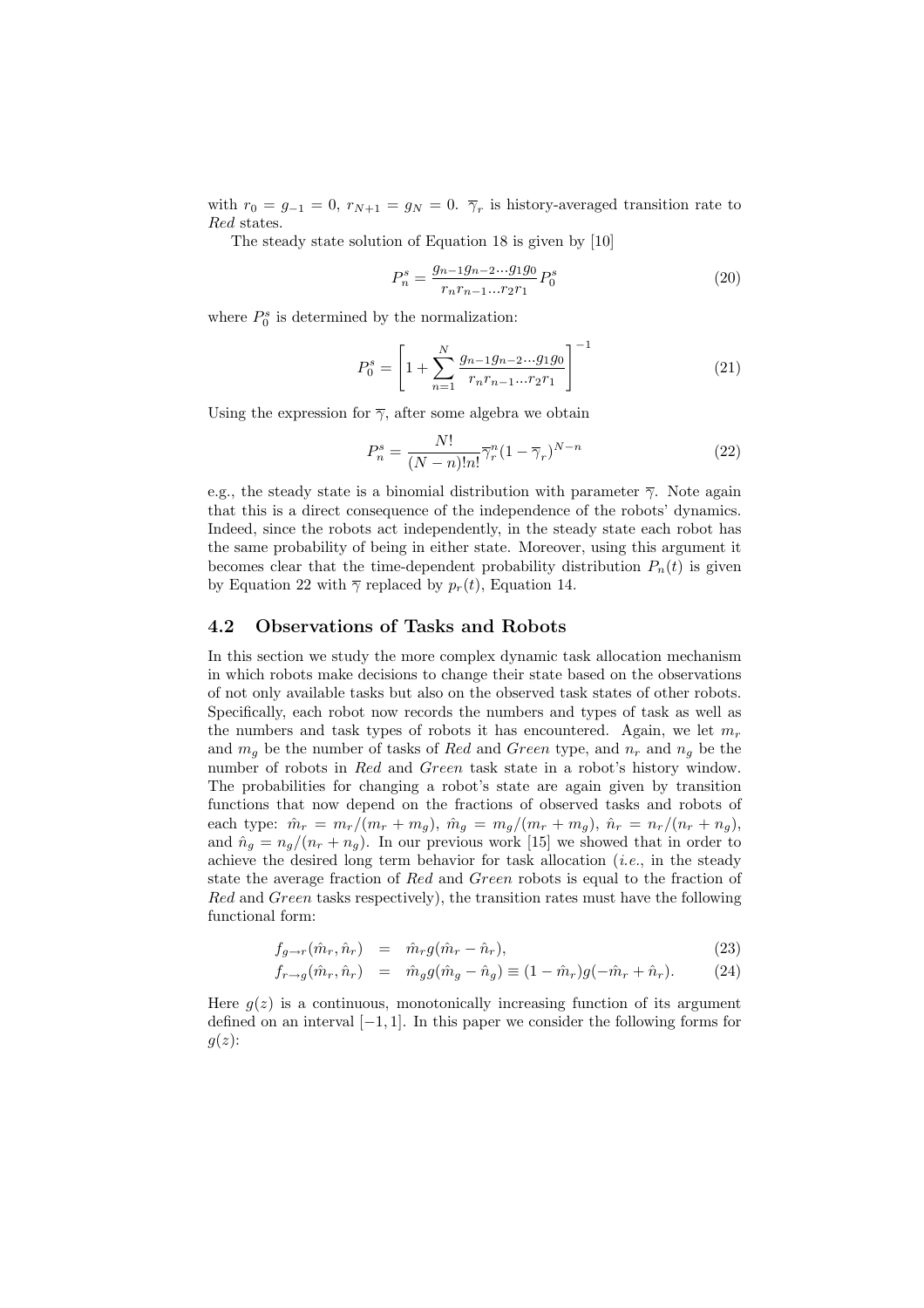with $r_0 = g_{-1} = 0$, $r_{N+1} = g_N = 0$. $\overline{\gamma}_r$ is history-averaged transition rate to *Red* states.

The steady state solution of Equation 18 is given by [10]

$$P_n^s = \frac{g_{n-1}g_{n-2}...g_1g_0}{r_nr_{n-1}...r_2r_1}P_0^s \tag{20}$$

where $P_0^s$ is determined by the normalization:

$$P_0^s = \left[1 + \sum_{n=1}^{N} \frac{g_{n-1}g_{n-2}...g_1g_0}{r_nr_{n-1}...r_2r_1}\right]^{-1} \tag{21}$$

Using the expression for $\overline{\gamma}$, after some algebra we obtain

$$P_n^s = \frac{N!}{(N-n)!n!}\overline{\gamma}_r^n(1-\overline{\gamma}_r)^{N-n} \tag{22}$$

e.g., the steady state is a binomial distribution with parameter $\overline{\gamma}$. Note again that this is a direct consequence of the independence of the robots' dynamics. Indeed, since the robots act independently, in the steady state each robot has the same probability of being in either state. Moreover, using this argument it becomes clear that the time-dependent probability distribution $P_n(t)$ is given by Equation 22 with $\overline{\gamma}$ replaced by $p_r(t)$, Equation 14.

## 4.2 Observations of Tasks and Robots

In this section we study the more complex dynamic task allocation mechanism in which robots make decisions to change their state based on the observations of not only available tasks but also on the observed task states of other robots. Specifically, each robot now records the numbers and types of task as well as the numbers and task types of robots it has encountered. Again, we let $m_r$ and $m_g$ be the number of tasks of *Red* and *Green* type, and $n_r$ and $n_g$ be the number of robots in *Red* and *Green* task state in a robot's history window. The probabilities for changing a robot's state are again given by transition functions that now depend on the fractions of observed tasks and robots of each type: $\hat{m}_r = m_r/(m_r + m_g)$, $\hat{m}_g = m_g/(m_r + m_g)$, $\hat{n}_r = n_r/(n_r + n_g)$, and $\hat{n}_g = n_g/(n_r + n_g)$. In our previous work [15] we showed that in order to achieve the desired long term behavior for task allocation (*i.e.*, in the steady state the average fraction of *Red* and *Green* robots is equal to the fraction of *Red* and *Green* tasks respectively), the transition rates must have the following functional form:

$$f_{g\to r}(\hat{m}_r, \hat{n}_r) = \hat{m}_r g(\hat{m}_r - \hat{n}_r), \tag{23}$$

$$f_{r\to g}(\hat{m}_r, \hat{n}_r) = \hat{m}_g g(\hat{m}_g - \hat{n}_g) \equiv (1 - \hat{m}_r)g(-\hat{m}_r + \hat{n}_r). \tag{24}$$

Here $g(z)$ is a continuous, monotonically increasing function of its argument defined on an interval $[-1, 1]$. In this paper we consider the following forms for $g(z)$: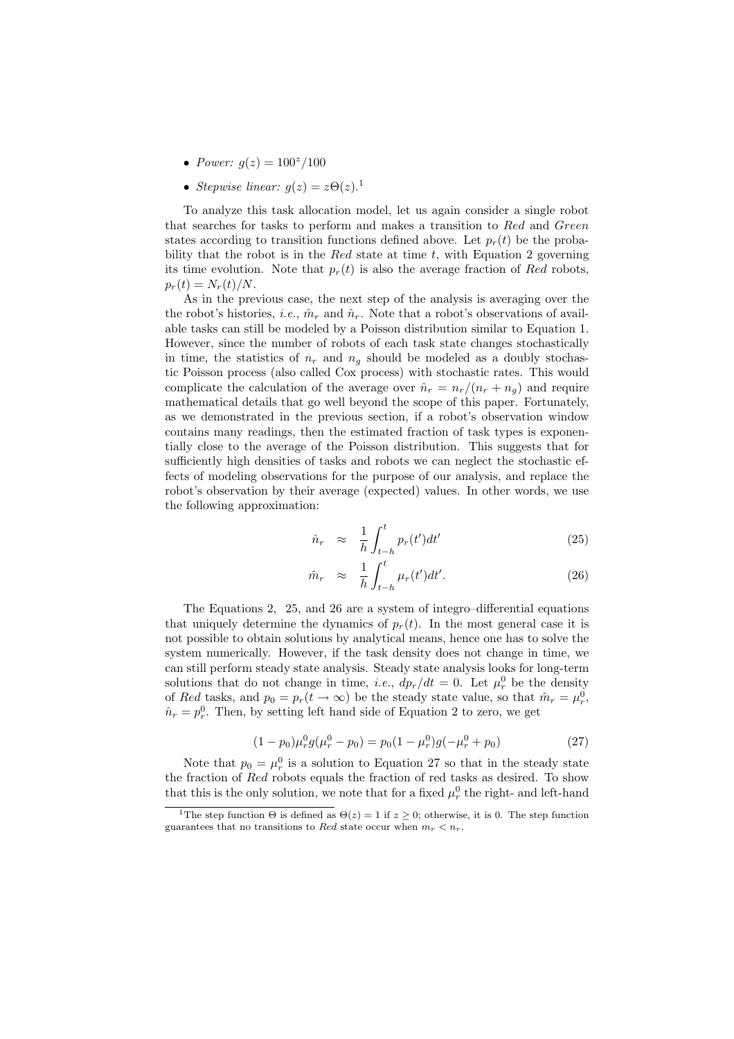- *Power:* $g(z) = 100^z/100$
- *Stepwise linear:* $g(z) = z\Theta(z)$.[1]

To analyze this task allocation model, let us again consider a single robot that searches for tasks to perform and makes a transition to *Red* and *Green* states according to transition functions defined above. Let $p_r(t)$ be the probability that the robot is in the *Red* state at time $t$, with Equation 2 governing its time evolution. Note that $p_r(t)$ is also the average fraction of *Red* robots, $p_r(t) = N_r(t)/N$.

As in the previous case, the next step of the analysis is averaging over the the robot's histories, *i.e.*, $\hat{m}_r$ and $\hat{n}_r$. Note that a robot's observations of available tasks can still be modeled by a Poisson distribution similar to Equation 1. However, since the number of robots of each task state changes stochastically in time, the statistics of $n_r$ and $n_g$ should be modeled as a doubly stochastic Poisson process (also called Cox process) with stochastic rates. This would complicate the calculation of the average over $\hat{n}_r = n_r/(n_r + n_g)$ and require mathematical details that go well beyond the scope of this paper. Fortunately, as we demonstrated in the previous section, if a robot's observation window contains many readings, then the estimated fraction of task types is exponentially close to the average of the Poisson distribution. This suggests that for sufficiently high densities of tasks and robots we can neglect the stochastic effects of modeling observations for the purpose of our analysis, and replace the robot's observation by their average (expected) values. In other words, we use the following approximation:

$$\hat{n}_r \approx \frac{1}{h}\int_{t-h}^{t} p_r(t')dt' \tag{25}$$

$$\hat{m}_r \approx \frac{1}{h}\int_{t-h}^{t} \mu_r(t')dt'. \tag{26}$$

The Equations 2, 25, and 26 are a system of integro–differential equations that uniquely determine the dynamics of $p_r(t)$. In the most general case it is not possible to obtain solutions by analytical means, hence one has to solve the system numerically. However, if the task density does not change in time, we can still perform steady state analysis. Steady state analysis looks for long-term solutions that do not change in time, *i.e.*, $dp_r/dt = 0$. Let $\mu_r^0$ be the density of *Red* tasks, and $p_0 = p_r(t \to \infty)$ be the steady state value, so that $\hat{m}_r = \mu_r^0$, $\hat{n}_r = p_r^0$. Then, by setting left hand side of Equation 2 to zero, we get

$$(1 - p_0)\mu_r^0 g(\mu_r^0 - p_0) = p_0(1 - \mu_r^0)g(-\mu_r^0 + p_0) \tag{27}$$

Note that $p_0 = \mu_r^0$ is a solution to Equation 27 so that in the steady state the fraction of *Red* robots equals the fraction of red tasks as desired. To show that this is the only solution, we note that for a fixed $\mu_r^0$ the right- and left-hand

[1] The step function $\Theta$ is defined as $\Theta(z) = 1$ if $z \geq 0$; otherwise, it is 0. The step function guarantees that no transitions to *Red* state occur when $m_r < n_r$.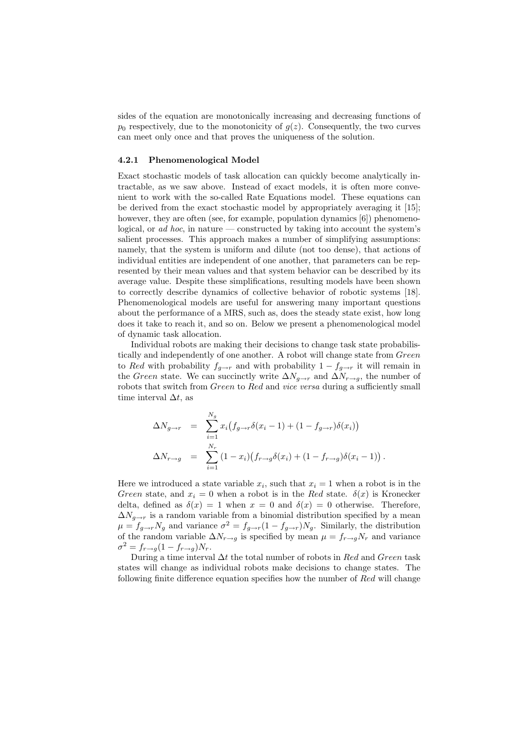sides of the equation are monotonically increasing and decreasing functions of $p_0$ respectively, due to the monotonicity of $g(z)$. Consequently, the two curves can meet only once and that proves the uniqueness of the solution.

### 4.2.1 Phenomenological Model

Exact stochastic models of task allocation can quickly become analytically intractable, as we saw above. Instead of exact models, it is often more convenient to work with the so-called Rate Equations model. These equations can be derived from the exact stochastic model by appropriately averaging it [15]; however, they are often (see, for example, population dynamics [6]) phenomenological, or *ad hoc*, in nature — constructed by taking into account the system's salient processes. This approach makes a number of simplifying assumptions: namely, that the system is uniform and dilute (not too dense), that actions of individual entities are independent of one another, that parameters can be represented by their mean values and that system behavior can be described by its average value. Despite these simplifications, resulting models have been shown to correctly describe dynamics of collective behavior of robotic systems [18]. Phenomenological models are useful for answering many important questions about the performance of a MRS, such as, does the steady state exist, how long does it take to reach it, and so on. Below we present a phenomenological model of dynamic task allocation.

Individual robots are making their decisions to change task state probabilistically and independently of one another. A robot will change state from *Green* to *Red* with probability $f_{g\to r}$ and with probability $1 - f_{g\to r}$ it will remain in the *Green* state. We can succinctly write $\Delta N_{g\to r}$ and $\Delta N_{r\to g}$, the number of robots that switch from *Green* to *Red* and *vice versa* during a sufficiently small time interval $\Delta t$, as

$$
\begin{aligned}
\Delta N_{g\to r} &= \sum_{i=1}^{N_g} x_i \big( f_{g\to r}\delta(x_i - 1) + (1 - f_{g\to r})\delta(x_i) \big) \\
\Delta N_{r\to g} &= \sum_{i=1}^{N_r} (1 - x_i) \big( f_{r\to g}\delta(x_i) + (1 - f_{r\to g})\delta(x_i - 1) \big) .
\end{aligned}
$$

Here we introduced a state variable $x_i$, such that $x_i = 1$ when a robot is in the *Green* state, and $x_i = 0$ when a robot is in the *Red* state. $\delta(x)$ is Kronecker delta, defined as $\delta(x) = 1$ when $x = 0$ and $\delta(x) = 0$ otherwise. Therefore, $\Delta N_{g\to r}$ is a random variable from a binomial distribution specified by a mean $\mu = f_{g\to r}N_g$ and variance $\sigma^2 = f_{g\to r}(1 - f_{g\to r})N_g$. Similarly, the distribution of the random variable $\Delta N_{r\to g}$ is specified by mean $\mu = f_{r\to g}N_r$ and variance $\sigma^2 = f_{r\to g}(1 - f_{r\to g})N_r$.

During a time interval $\Delta t$ the total number of robots in *Red* and *Green* task states will change as individual robots make decisions to change states. The following finite difference equation specifies how the number of *Red* will change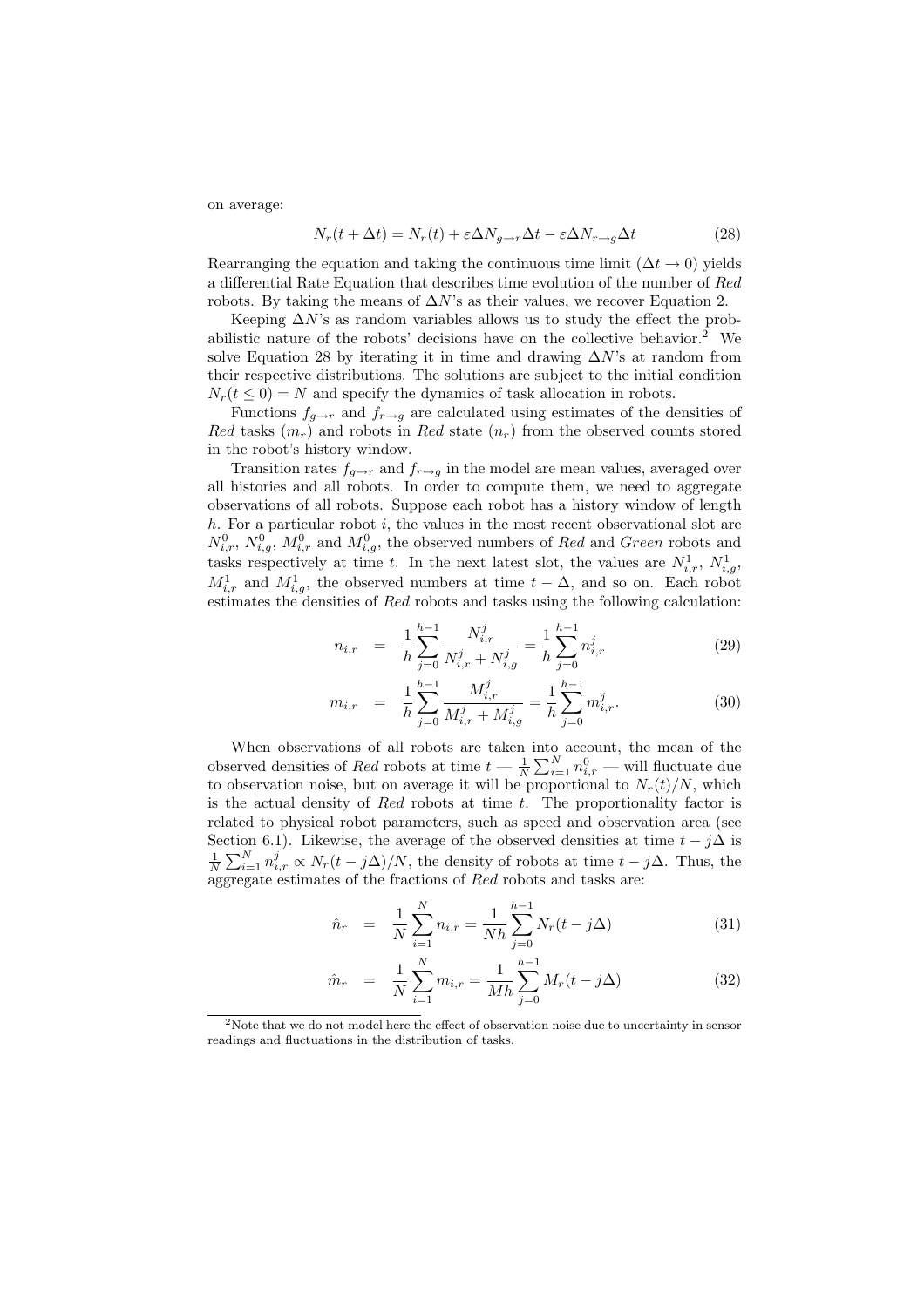on average:

$$N_r(t + \Delta t) = N_r(t) + \varepsilon \Delta N_{g \to r} \Delta t - \varepsilon \Delta N_{r \to g} \Delta t \tag{28}$$

Rearranging the equation and taking the continuous time limit ($\Delta t \to 0$) yields a differential Rate Equation that describes time evolution of the number of *Red* robots. By taking the means of $\Delta N$'s as their values, we recover Equation 2.

Keeping $\Delta N$'s as random variables allows us to study the effect the probabilistic nature of the robots' decisions have on the collective behavior.[2] We solve Equation 28 by iterating it in time and drawing $\Delta N$'s at random from their respective distributions. The solutions are subject to the initial condition $N_r(t \leq 0) = N$ and specify the dynamics of task allocation in robots.

Functions $f_{g \to r}$ and $f_{r \to g}$ are calculated using estimates of the densities of *Red* tasks ($m_r$) and robots in *Red* state ($n_r$) from the observed counts stored in the robot's history window.

Transition rates $f_{g \to r}$ and $f_{r \to g}$ in the model are mean values, averaged over all histories and all robots. In order to compute them, we need to aggregate observations of all robots. Suppose each robot has a history window of length $h$. For a particular robot $i$, the values in the most recent observational slot are $N^0_{i,r}$, $N^0_{i,g}$, $M^0_{i,r}$ and $M^0_{i,g}$, the observed numbers of *Red* and *Green* robots and tasks respectively at time $t$. In the next latest slot, the values are $N^1_{i,r}$, $N^1_{i,g}$, $M^1_{i,r}$ and $M^1_{i,g}$, the observed numbers at time $t - \Delta$, and so on. Each robot estimates the densities of *Red* robots and tasks using the following calculation:

$$n_{i,r} = \frac{1}{h} \sum_{j=0}^{h-1} \frac{N^j_{i,r}}{N^j_{i,r} + N^j_{i,g}} = \frac{1}{h} \sum_{j=0}^{h-1} n^j_{i,r} \tag{29}$$

$$m_{i,r} = \frac{1}{h} \sum_{j=0}^{h-1} \frac{M^j_{i,r}}{M^j_{i,r} + M^j_{i,g}} = \frac{1}{h} \sum_{j=0}^{h-1} m^j_{i,r}. \tag{30}$$

When observations of all robots are taken into account, the mean of the observed densities of *Red* robots at time $t$ — $\frac{1}{N}\sum_{i=1}^{N} n^0_{i,r}$ — will fluctuate due to observation noise, but on average it will be proportional to $N_r(t)/N$, which is the actual density of *Red* robots at time $t$. The proportionality factor is related to physical robot parameters, such as speed and observation area (see Section 6.1). Likewise, the average of the observed densities at time $t - j\Delta$ is $\frac{1}{N}\sum_{i=1}^{N} n^j_{i,r} \propto N_r(t - j\Delta)/N$, the density of robots at time $t - j\Delta$. Thus, the aggregate estimates of the fractions of *Red* robots and tasks are:

$$\hat{n}_r = \frac{1}{N} \sum_{i=1}^{N} n_{i,r} = \frac{1}{Nh} \sum_{j=0}^{h-1} N_r(t - j\Delta) \tag{31}$$

$$\hat{m}_r = \frac{1}{N} \sum_{i=1}^{N} m_{i,r} = \frac{1}{Mh} \sum_{j=0}^{h-1} M_r(t - j\Delta) \tag{32}$$

---

[2] Note that we do not model here the effect of observation noise due to uncertainty in sensor readings and fluctuations in the distribution of tasks.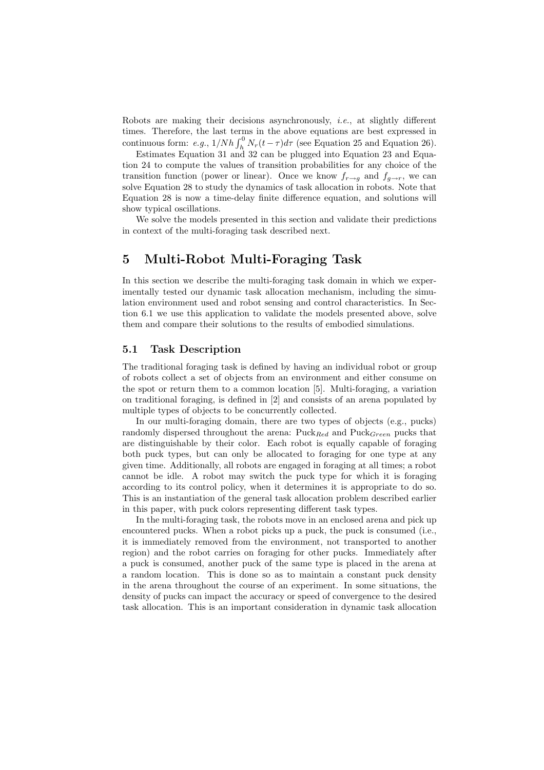Robots are making their decisions asynchronously, *i.e.*, at slightly different times. Therefore, the last terms in the above equations are best expressed in continuous form: *e.g.*, $1/Nh \int_h^0 N_r(t-\tau)d\tau$ (see Equation 25 and Equation 26).

Estimates Equation 31 and 32 can be plugged into Equation 23 and Equation 24 to compute the values of transition probabilities for any choice of the transition function (power or linear). Once we know $f_{r\to g}$ and $f_{g\to r}$, we can solve Equation 28 to study the dynamics of task allocation in robots. Note that Equation 28 is now a time-delay finite difference equation, and solutions will show typical oscillations.

We solve the models presented in this section and validate their predictions in context of the multi-foraging task described next.

# 5 Multi-Robot Multi-Foraging Task

In this section we describe the multi-foraging task domain in which we experimentally tested our dynamic task allocation mechanism, including the simulation environment used and robot sensing and control characteristics. In Section 6.1 we use this application to validate the models presented above, solve them and compare their solutions to the results of embodied simulations.

## 5.1 Task Description

The traditional foraging task is defined by having an individual robot or group of robots collect a set of objects from an environment and either consume on the spot or return them to a common location [5]. Multi-foraging, a variation on traditional foraging, is defined in [2] and consists of an arena populated by multiple types of objects to be concurrently collected.

In our multi-foraging domain, there are two types of objects (e.g., pucks) randomly dispersed throughout the arena: $\text{Puck}_{Red}$ and $\text{Puck}_{Green}$ pucks that are distinguishable by their color. Each robot is equally capable of foraging both puck types, but can only be allocated to foraging for one type at any given time. Additionally, all robots are engaged in foraging at all times; a robot cannot be idle. A robot may switch the puck type for which it is foraging according to its control policy, when it determines it is appropriate to do so. This is an instantiation of the general task allocation problem described earlier in this paper, with puck colors representing different task types.

In the multi-foraging task, the robots move in an enclosed arena and pick up encountered pucks. When a robot picks up a puck, the puck is consumed (i.e., it is immediately removed from the environment, not transported to another region) and the robot carries on foraging for other pucks. Immediately after a puck is consumed, another puck of the same type is placed in the arena at a random location. This is done so as to maintain a constant puck density in the arena throughout the course of an experiment. In some situations, the density of pucks can impact the accuracy or speed of convergence to the desired task allocation. This is an important consideration in dynamic task allocation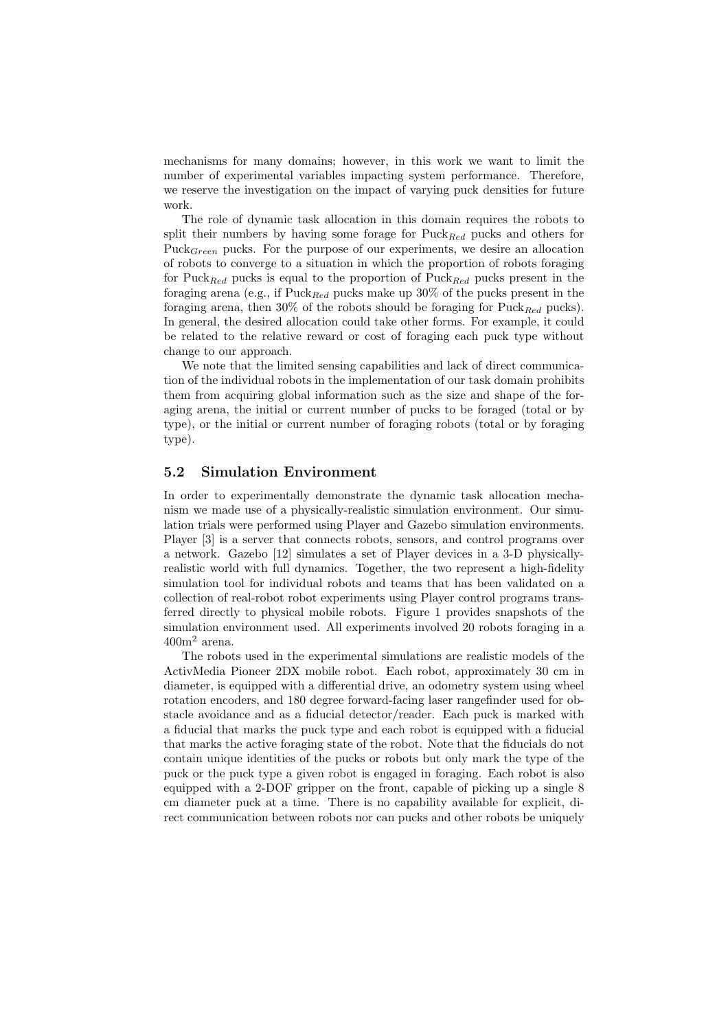mechanisms for many domains; however, in this work we want to limit the number of experimental variables impacting system performance. Therefore, we reserve the investigation on the impact of varying puck densities for future work.

The role of dynamic task allocation in this domain requires the robots to split their numbers by having some forage for $\text{Puck}_{Red}$ pucks and others for $\text{Puck}_{Green}$ pucks. For the purpose of our experiments, we desire an allocation of robots to converge to a situation in which the proportion of robots foraging for $\text{Puck}_{Red}$ pucks is equal to the proportion of $\text{Puck}_{Red}$ pucks present in the foraging arena (e.g., if $\text{Puck}_{Red}$ pucks make up 30% of the pucks present in the foraging arena, then 30% of the robots should be foraging for $\text{Puck}_{Red}$ pucks). In general, the desired allocation could take other forms. For example, it could be related to the relative reward or cost of foraging each puck type without change to our approach.

We note that the limited sensing capabilities and lack of direct communication of the individual robots in the implementation of our task domain prohibits them from acquiring global information such as the size and shape of the foraging arena, the initial or current number of pucks to be foraged (total or by type), or the initial or current number of foraging robots (total or by foraging type).

## 5.2 Simulation Environment

In order to experimentally demonstrate the dynamic task allocation mechanism we made use of a physically-realistic simulation environment. Our simulation trials were performed using Player and Gazebo simulation environments. Player [3] is a server that connects robots, sensors, and control programs over a network. Gazebo [12] simulates a set of Player devices in a 3-D physically-realistic world with full dynamics. Together, the two represent a high-fidelity simulation tool for individual robots and teams that has been validated on a collection of real-robot robot experiments using Player control programs transferred directly to physical mobile robots. Figure 1 provides snapshots of the simulation environment used. All experiments involved 20 robots foraging in a $400\text{m}^2$ arena.

The robots used in the experimental simulations are realistic models of the ActivMedia Pioneer 2DX mobile robot. Each robot, approximately 30 cm in diameter, is equipped with a differential drive, an odometry system using wheel rotation encoders, and 180 degree forward-facing laser rangefinder used for obstacle avoidance and as a fiducial detector/reader. Each puck is marked with a fiducial that marks the puck type and each robot is equipped with a fiducial that marks the active foraging state of the robot. Note that the fiducials do not contain unique identities of the pucks or robots but only mark the type of the puck or the puck type a given robot is engaged in foraging. Each robot is also equipped with a 2-DOF gripper on the front, capable of picking up a single 8 cm diameter puck at a time. There is no capability available for explicit, direct communication between robots nor can pucks and other robots be uniquely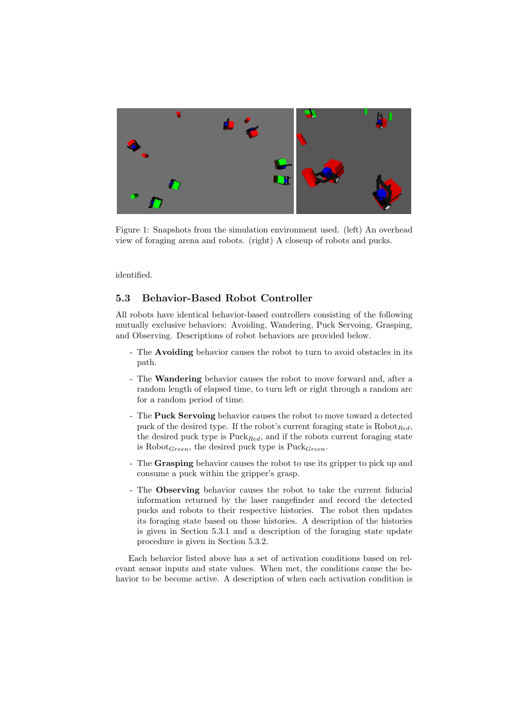Figure 1: Snapshots from the simulation environment used. (left) An overhead view of foraging arena and robots. (right) A closeup of robots and pucks.

identified.

### 5.3 Behavior-Based Robot Controller

All robots have identical behavior-based controllers consisting of the following mutually exclusive behaviors: Avoiding, Wandering, Puck Servoing, Grasping, and Observing. Descriptions of robot behaviors are provided below.

- The **Avoiding** behavior causes the robot to turn to avoid obstacles in its path.
- The **Wandering** behavior causes the robot to move forward and, after a random length of elapsed time, to turn left or right through a random arc for a random period of time.
- The **Puck Servoing** behavior causes the robot to move toward a detected puck of the desired type. If the robot's current foraging state is $\text{Robot}_{Red}$, the desired puck type is $\text{Puck}_{Red}$, and if the robots current foraging state is $\text{Robot}_{Green}$, the desired puck type is $\text{Puck}_{Green}$.
- The **Grasping** behavior causes the robot to use its gripper to pick up and consume a puck within the gripper's grasp.
- The **Observing** behavior causes the robot to take the current fiducial information returned by the laser rangefinder and record the detected pucks and robots to their respective histories. The robot then updates its foraging state based on those histories. A description of the histories is given in Section 5.3.1 and a description of the foraging state update procedure is given in Section 5.3.2.

Each behavior listed above has a set of activation conditions based on relevant sensor inputs and state values. When met, the conditions cause the behavior to be become active. A description of when each activation condition is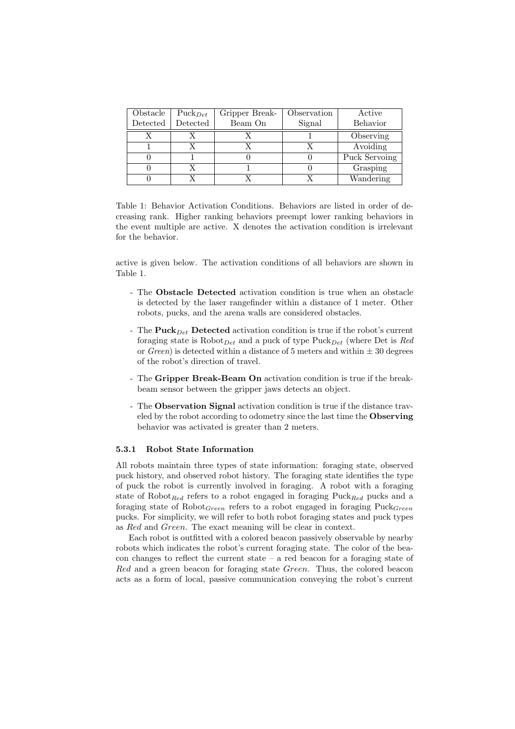| Obstacle Detected | $Puck_{Det}$ Detected | Gripper Break-Beam On | Observation Signal | Active Behavior |
|---|---|---|---|---|
| X | X | X | 1 | Observing |
| 1 | X | X | X | Avoiding |
| 0 | 1 | 0 | 0 | Puck Servoing |
| 0 | X | 1 | 0 | Grasping |
| 0 | X | X | X | Wandering |

Table 1: Behavior Activation Conditions. Behaviors are listed in order of decreasing rank. Higher ranking behaviors preempt lower ranking behaviors in the event multiple are active. X denotes the activation condition is irrelevant for the behavior.

active is given below. The activation conditions of all behaviors are shown in Table 1.

- The **Obstacle Detected** activation condition is true when an obstacle is detected by the laser rangefinder within a distance of 1 meter. Other robots, pucks, and the arena walls are considered obstacles.
- The **$Puck_{Det}$ Detected** activation condition is true if the robot's current foraging state is $Robot_{Det}$ and a puck of type $Puck_{Det}$ (where Det is *Red* or *Green*) is detected within a distance of 5 meters and within ± 30 degrees of the robot's direction of travel.
- The **Gripper Break-Beam On** activation condition is true if the break-beam sensor between the gripper jaws detects an object.
- The **Observation Signal** activation condition is true if the distance traveled by the robot according to odometry since the last time the **Observing** behavior was activated is greater than 2 meters.

#### 5.3.1 Robot State Information

All robots maintain three types of state information: foraging state, observed puck history, and observed robot history. The foraging state identifies the type of puck the robot is currently involved in foraging. A robot with a foraging state of $Robot_{Red}$ refers to a robot engaged in foraging $Puck_{Red}$ pucks and a foraging state of $Robot_{Green}$ refers to a robot engaged in foraging $Puck_{Green}$ pucks. For simplicity, we will refer to both robot foraging states and puck types as *Red* and *Green*. The exact meaning will be clear in context.

Each robot is outfitted with a colored beacon passively observable by nearby robots which indicates the robot's current foraging state. The color of the beacon changes to reflect the current state – a red beacon for a foraging state of *Red* and a green beacon for foraging state *Green*. Thus, the colored beacon acts as a form of local, passive communication conveying the robot's current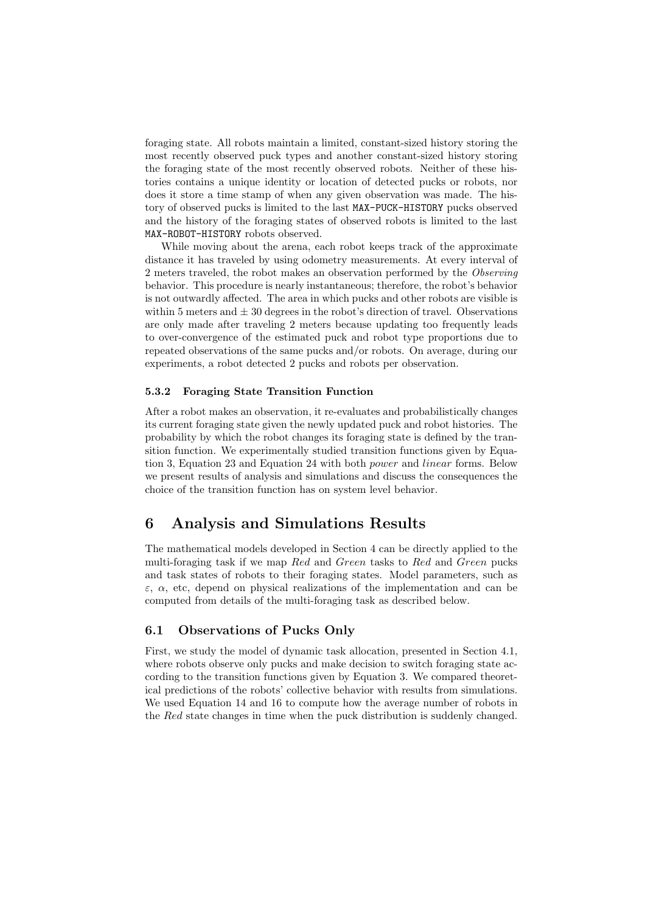foraging state. All robots maintain a limited, constant-sized history storing the most recently observed puck types and another constant-sized history storing the foraging state of the most recently observed robots. Neither of these histories contains a unique identity or location of detected pucks or robots, nor does it store a time stamp of when any given observation was made. The history of observed pucks is limited to the last `MAX-PUCK-HISTORY` pucks observed and the history of the foraging states of observed robots is limited to the last `MAX-ROBOT-HISTORY` robots observed.

While moving about the arena, each robot keeps track of the approximate distance it has traveled by using odometry measurements. At every interval of 2 meters traveled, the robot makes an observation performed by the *Observing* behavior. This procedure is nearly instantaneous; therefore, the robot's behavior is not outwardly affected. The area in which pucks and other robots are visible is within 5 meters and $\pm$ 30 degrees in the robot's direction of travel. Observations are only made after traveling 2 meters because updating too frequently leads to over-convergence of the estimated puck and robot type proportions due to repeated observations of the same pucks and/or robots. On average, during our experiments, a robot detected 2 pucks and robots per observation.

### 5.3.2 Foraging State Transition Function

After a robot makes an observation, it re-evaluates and probabilistically changes its current foraging state given the newly updated puck and robot histories. The probability by which the robot changes its foraging state is defined by the transition function. We experimentally studied transition functions given by Equation 3, Equation 23 and Equation 24 with both *power* and *linear* forms. Below we present results of analysis and simulations and discuss the consequences the choice of the transition function has on system level behavior.

# 6 Analysis and Simulations Results

The mathematical models developed in Section 4 can be directly applied to the multi-foraging task if we map *Red* and *Green* tasks to *Red* and *Green* pucks and task states of robots to their foraging states. Model parameters, such as $\varepsilon$, $\alpha$, etc, depend on physical realizations of the implementation and can be computed from details of the multi-foraging task as described below.

## 6.1 Observations of Pucks Only

First, we study the model of dynamic task allocation, presented in Section 4.1, where robots observe only pucks and make decision to switch foraging state according to the transition functions given by Equation 3. We compared theoretical predictions of the robots' collective behavior with results from simulations. We used Equation 14 and 16 to compute how the average number of robots in the *Red* state changes in time when the puck distribution is suddenly changed.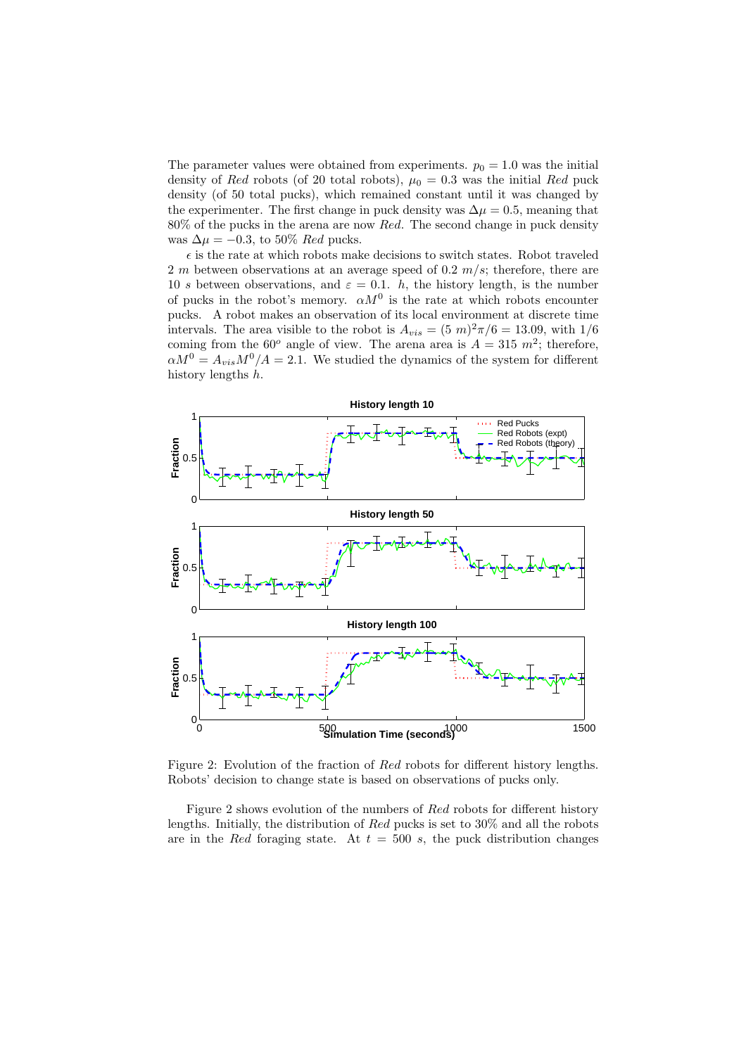The parameter values were obtained from experiments. $p_0 = 1.0$ was the initial density of *Red* robots (of 20 total robots), $\mu_0 = 0.3$ was the initial *Red* puck density (of 50 total pucks), which remained constant until it was changed by the experimenter. The first change in puck density was $\Delta\mu = 0.5$, meaning that 80% of the pucks in the arena are now *Red*. The second change in puck density was $\Delta\mu = -0.3$, to 50% *Red* pucks.

$\epsilon$ is the rate at which robots make decisions to switch states. Robot traveled 2 $m$ between observations at an average speed of 0.2 $m/s$; therefore, there are 10 $s$ between observations, and $\varepsilon = 0.1$. $h$, the history length, is the number of pucks in the robot's memory. $\alpha M^0$ is the rate at which robots encounter pucks. A robot makes an observation of its local environment at discrete time intervals. The area visible to the robot is $A_{vis} = (5\ m)^2\pi/6 = 13.09$, with 1/6 coming from the $60^o$ angle of view. The arena area is $A = 315\ m^2$; therefore, $\alpha M^0 = A_{vis} M^0/A = 2.1$. We studied the dynamics of the system for different history lengths $h$.

Figure 2: Evolution of the fraction of *Red* robots for different history lengths. Robots' decision to change state is based on observations of pucks only.

Figure 2 shows evolution of the numbers of *Red* robots for different history lengths. Initially, the distribution of *Red* pucks is set to 30% and all the robots are in the *Red* foraging state. At $t = 500\ s$, the puck distribution changes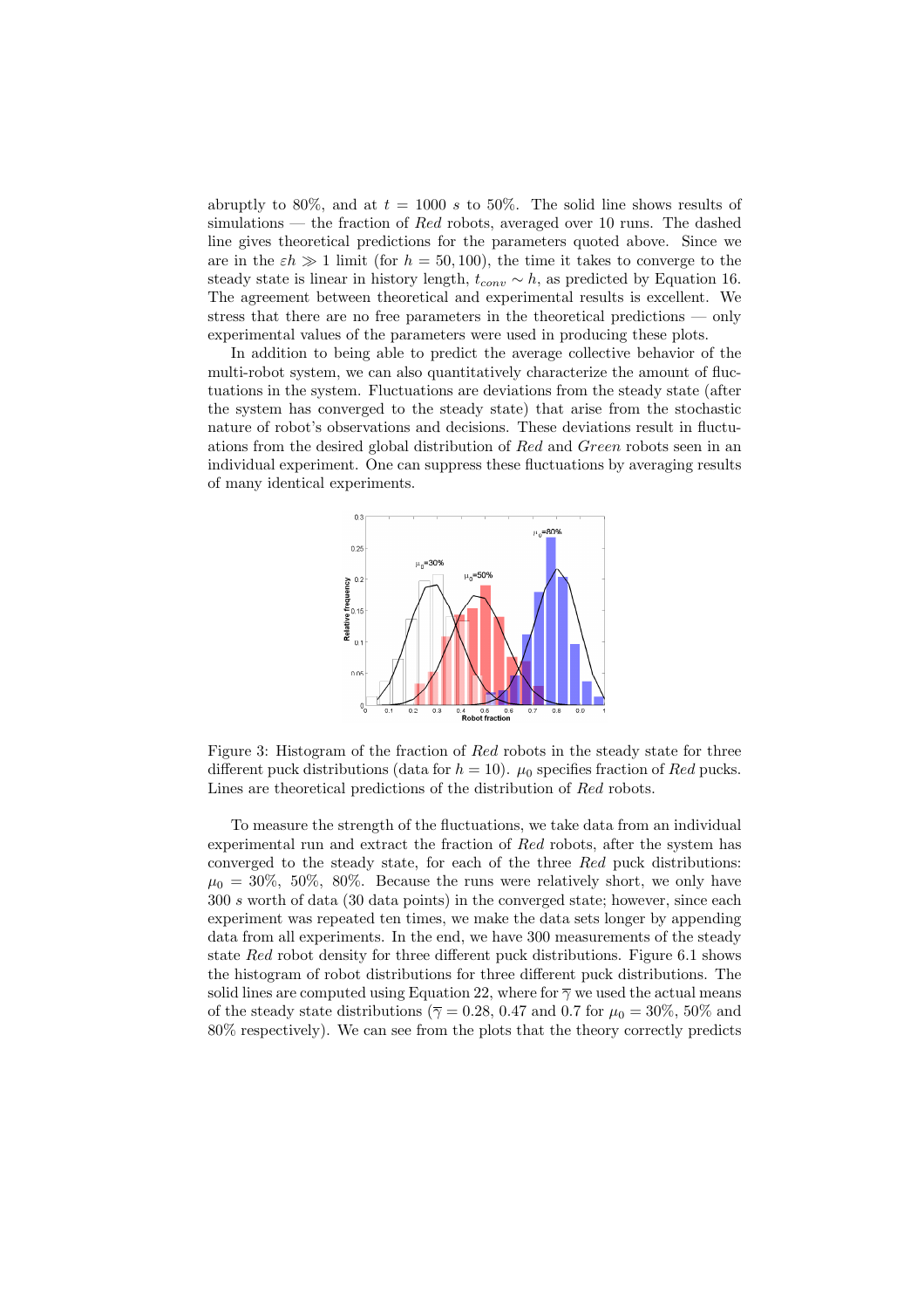abruptly to 80%, and at $t = 1000$ $s$ to 50%. The solid line shows results of simulations — the fraction of *Red* robots, averaged over 10 runs. The dashed line gives theoretical predictions for the parameters quoted above. Since we are in the $\varepsilon h \gg 1$ limit (for $h = 50, 100$), the time it takes to converge to the steady state is linear in history length, $t_{conv} \sim h$, as predicted by Equation 16. The agreement between theoretical and experimental results is excellent. We stress that there are no free parameters in the theoretical predictions — only experimental values of the parameters were used in producing these plots.

In addition to being able to predict the average collective behavior of the multi-robot system, we can also quantitatively characterize the amount of fluctuations in the system. Fluctuations are deviations from the steady state (after the system has converged to the steady state) that arise from the stochastic nature of robot's observations and decisions. These deviations result in fluctuations from the desired global distribution of *Red* and *Green* robots seen in an individual experiment. One can suppress these fluctuations by averaging results of many identical experiments.

Figure 3: Histogram of the fraction of *Red* robots in the steady state for three different puck distributions (data for $h = 10$). $\mu_0$ specifies fraction of *Red* pucks. Lines are theoretical predictions of the distribution of *Red* robots.

To measure the strength of the fluctuations, we take data from an individual experimental run and extract the fraction of *Red* robots, after the system has converged to the steady state, for each of the three *Red* puck distributions: $\mu_0 = 30\%,\ 50\%,\ 80\%$. Because the runs were relatively short, we only have 300 $s$ worth of data (30 data points) in the converged state; however, since each experiment was repeated ten times, we make the data sets longer by appending data from all experiments. In the end, we have 300 measurements of the steady state *Red* robot density for three different puck distributions. Figure 6.1 shows the histogram of robot distributions for three different puck distributions. The solid lines are computed using Equation 22, where for $\overline{\gamma}$ we used the actual means of the steady state distributions ($\overline{\gamma} = 0.28$, 0.47 and 0.7 for $\mu_0 = 30\%$, 50% and 80% respectively). We can see from the plots that the theory correctly predicts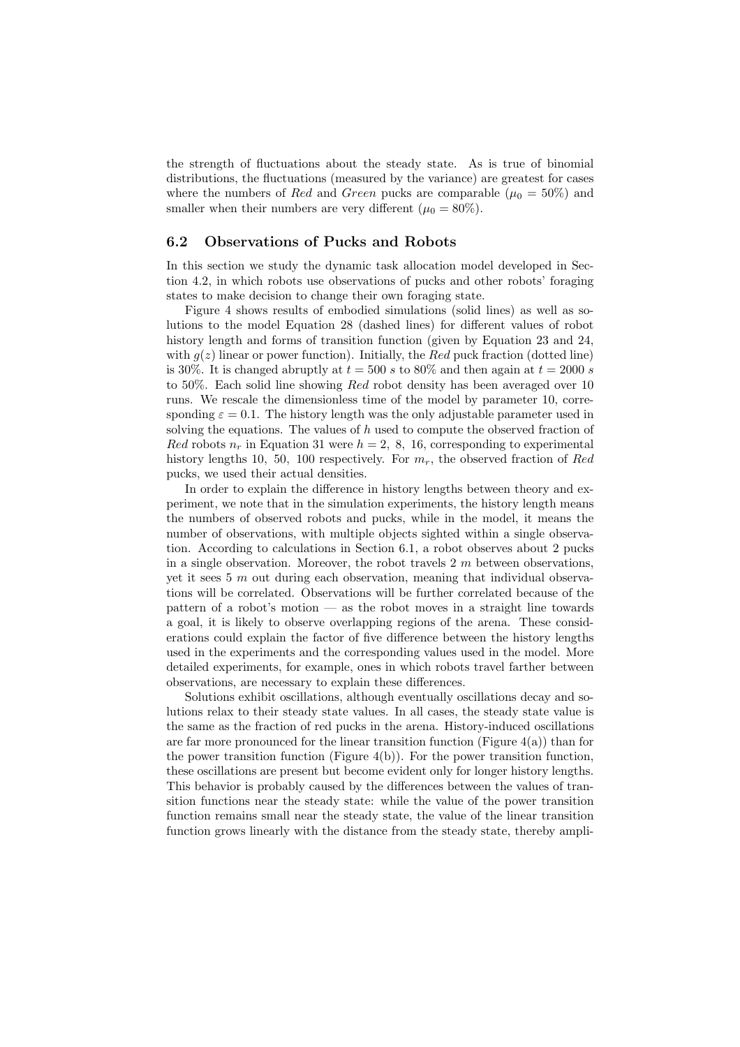the strength of fluctuations about the steady state. As is true of binomial distributions, the fluctuations (measured by the variance) are greatest for cases where the numbers of *Red* and *Green* pucks are comparable ($\mu_0 = 50\%$) and smaller when their numbers are very different ($\mu_0 = 80\%$).

### 6.2 Observations of Pucks and Robots

In this section we study the dynamic task allocation model developed in Section 4.2, in which robots use observations of pucks and other robots' foraging states to make decision to change their own foraging state.

Figure 4 shows results of embodied simulations (solid lines) as well as solutions to the model Equation 28 (dashed lines) for different values of robot history length and forms of transition function (given by Equation 23 and 24, with $g(z)$ linear or power function). Initially, the *Red* puck fraction (dotted line) is 30%. It is changed abruptly at $t = 500$ *s* to 80% and then again at $t = 2000$ *s* to 50%. Each solid line showing *Red* robot density has been averaged over 10 runs. We rescale the dimensionless time of the model by parameter 10, corresponding $\varepsilon = 0.1$. The history length was the only adjustable parameter used in solving the equations. The values of $h$ used to compute the observed fraction of *Red* robots $n_r$ in Equation 31 were $h = 2,\ 8,\ 16$, corresponding to experimental history lengths $10,\ 50,\ 100$ respectively. For $m_r$, the observed fraction of *Red* pucks, we used their actual densities.

In order to explain the difference in history lengths between theory and experiment, we note that in the simulation experiments, the history length means the numbers of observed robots and pucks, while in the model, it means the number of observations, with multiple objects sighted within a single observation. According to calculations in Section 6.1, a robot observes about 2 pucks in a single observation. Moreover, the robot travels 2 *m* between observations, yet it sees 5 *m* out during each observation, meaning that individual observations will be correlated. Observations will be further correlated because of the pattern of a robot's motion — as the robot moves in a straight line towards a goal, it is likely to observe overlapping regions of the arena. These considerations could explain the factor of five difference between the history lengths used in the experiments and the corresponding values used in the model. More detailed experiments, for example, ones in which robots travel farther between observations, are necessary to explain these differences.

Solutions exhibit oscillations, although eventually oscillations decay and solutions relax to their steady state values. In all cases, the steady state value is the same as the fraction of red pucks in the arena. History-induced oscillations are far more pronounced for the linear transition function (Figure 4(a)) than for the power transition function (Figure 4(b)). For the power transition function, these oscillations are present but become evident only for longer history lengths. This behavior is probably caused by the differences between the values of transition functions near the steady state: while the value of the power transition function remains small near the steady state, the value of the linear transition function grows linearly with the distance from the steady state, thereby ampli-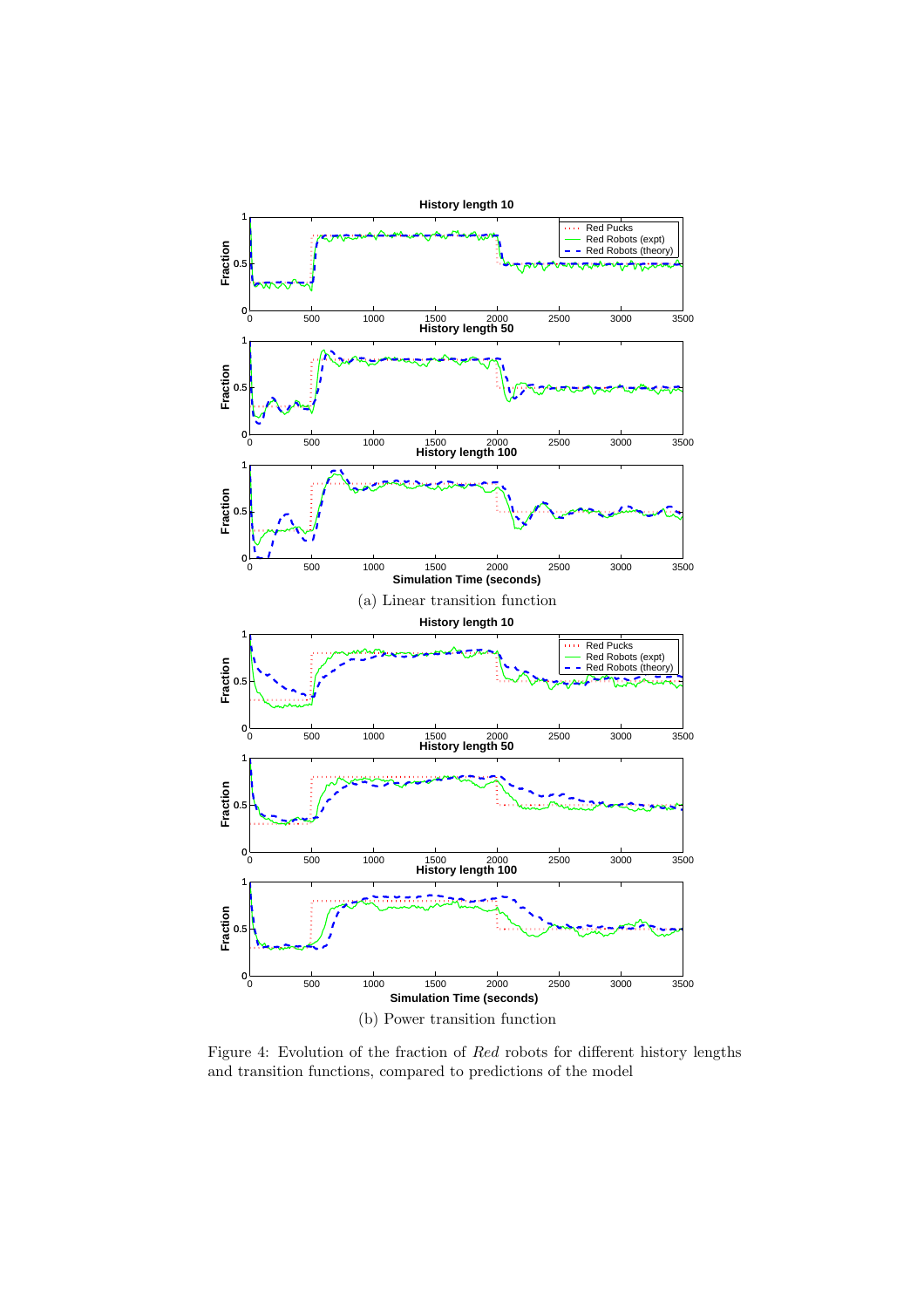(a) Linear transition function

(b) Power transition function

Figure 4: Evolution of the fraction of *Red* robots for different history lengths and transition functions, compared to predictions of the model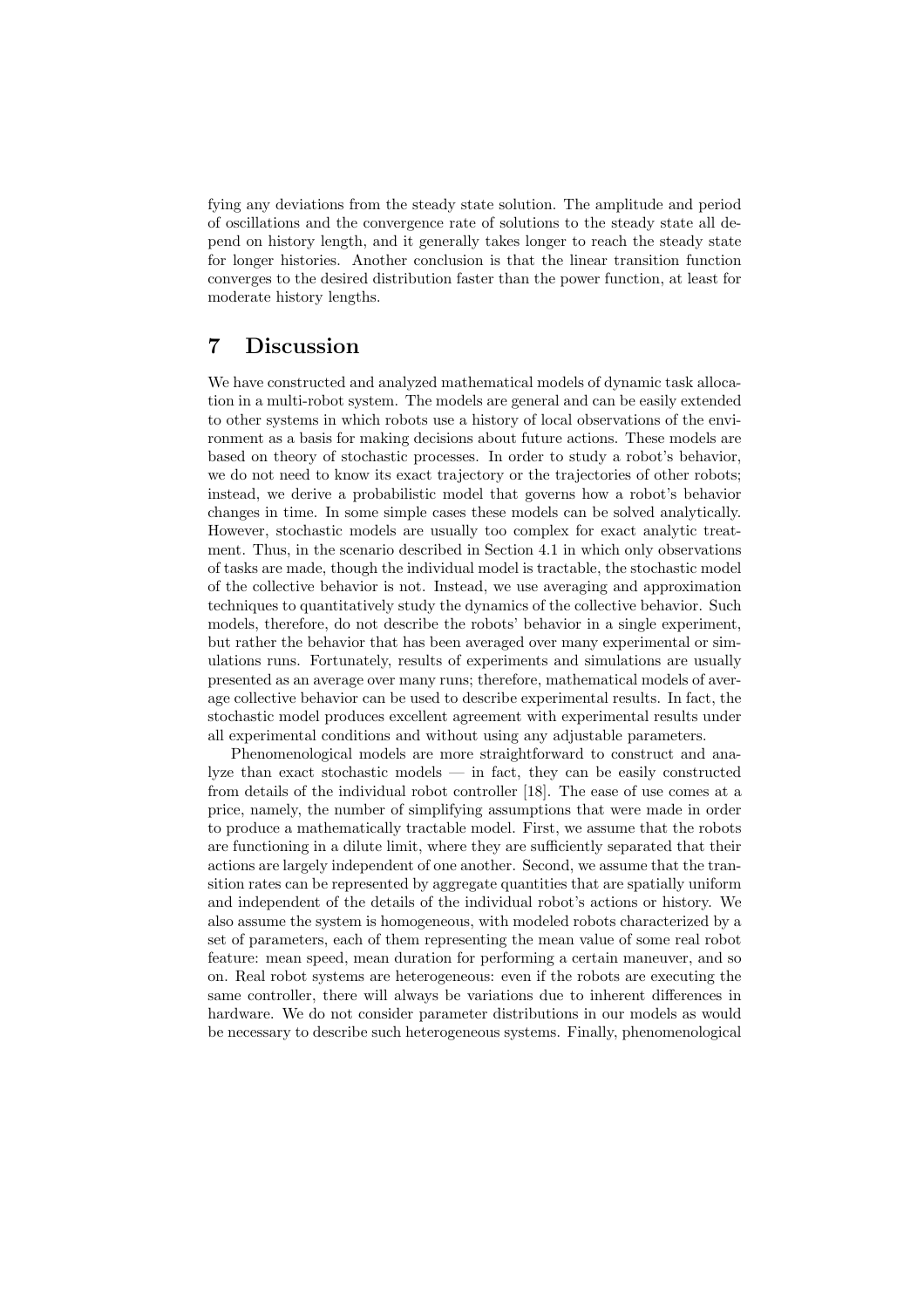fying any deviations from the steady state solution. The amplitude and period of oscillations and the convergence rate of solutions to the steady state all depend on history length, and it generally takes longer to reach the steady state for longer histories. Another conclusion is that the linear transition function converges to the desired distribution faster than the power function, at least for moderate history lengths.

# 7 Discussion

We have constructed and analyzed mathematical models of dynamic task allocation in a multi-robot system. The models are general and can be easily extended to other systems in which robots use a history of local observations of the environment as a basis for making decisions about future actions. These models are based on theory of stochastic processes. In order to study a robot's behavior, we do not need to know its exact trajectory or the trajectories of other robots; instead, we derive a probabilistic model that governs how a robot's behavior changes in time. In some simple cases these models can be solved analytically. However, stochastic models are usually too complex for exact analytic treatment. Thus, in the scenario described in Section 4.1 in which only observations of tasks are made, though the individual model is tractable, the stochastic model of the collective behavior is not. Instead, we use averaging and approximation techniques to quantitatively study the dynamics of the collective behavior. Such models, therefore, do not describe the robots' behavior in a single experiment, but rather the behavior that has been averaged over many experimental or simulations runs. Fortunately, results of experiments and simulations are usually presented as an average over many runs; therefore, mathematical models of average collective behavior can be used to describe experimental results. In fact, the stochastic model produces excellent agreement with experimental results under all experimental conditions and without using any adjustable parameters.

Phenomenological models are more straightforward to construct and analyze than exact stochastic models — in fact, they can be easily constructed from details of the individual robot controller [18]. The ease of use comes at a price, namely, the number of simplifying assumptions that were made in order to produce a mathematically tractable model. First, we assume that the robots are functioning in a dilute limit, where they are sufficiently separated that their actions are largely independent of one another. Second, we assume that the transition rates can be represented by aggregate quantities that are spatially uniform and independent of the details of the individual robot's actions or history. We also assume the system is homogeneous, with modeled robots characterized by a set of parameters, each of them representing the mean value of some real robot feature: mean speed, mean duration for performing a certain maneuver, and so on. Real robot systems are heterogeneous: even if the robots are executing the same controller, there will always be variations due to inherent differences in hardware. We do not consider parameter distributions in our models as would be necessary to describe such heterogeneous systems. Finally, phenomenological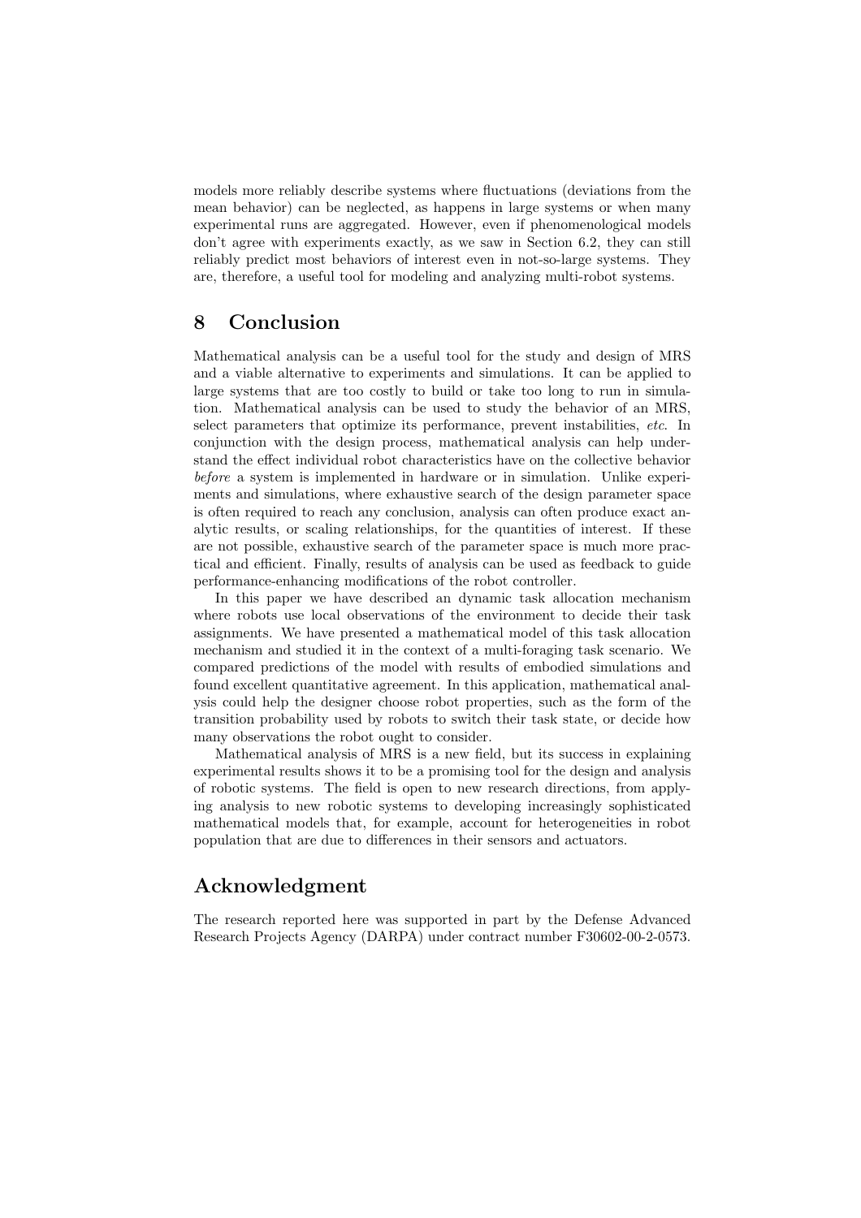models more reliably describe systems where fluctuations (deviations from the mean behavior) can be neglected, as happens in large systems or when many experimental runs are aggregated. However, even if phenomenological models don't agree with experiments exactly, as we saw in Section 6.2, they can still reliably predict most behaviors of interest even in not-so-large systems. They are, therefore, a useful tool for modeling and analyzing multi-robot systems.

## 8 Conclusion

Mathematical analysis can be a useful tool for the study and design of MRS and a viable alternative to experiments and simulations. It can be applied to large systems that are too costly to build or take too long to run in simulation. Mathematical analysis can be used to study the behavior of an MRS, select parameters that optimize its performance, prevent instabilities, *etc.* In conjunction with the design process, mathematical analysis can help understand the effect individual robot characteristics have on the collective behavior *before* a system is implemented in hardware or in simulation. Unlike experiments and simulations, where exhaustive search of the design parameter space is often required to reach any conclusion, analysis can often produce exact analytic results, or scaling relationships, for the quantities of interest. If these are not possible, exhaustive search of the parameter space is much more practical and efficient. Finally, results of analysis can be used as feedback to guide performance-enhancing modifications of the robot controller.

In this paper we have described an dynamic task allocation mechanism where robots use local observations of the environment to decide their task assignments. We have presented a mathematical model of this task allocation mechanism and studied it in the context of a multi-foraging task scenario. We compared predictions of the model with results of embodied simulations and found excellent quantitative agreement. In this application, mathematical analysis could help the designer choose robot properties, such as the form of the transition probability used by robots to switch their task state, or decide how many observations the robot ought to consider.

Mathematical analysis of MRS is a new field, but its success in explaining experimental results shows it to be a promising tool for the design and analysis of robotic systems. The field is open to new research directions, from applying analysis to new robotic systems to developing increasingly sophisticated mathematical models that, for example, account for heterogeneities in robot population that are due to differences in their sensors and actuators.

## Acknowledgment

The research reported here was supported in part by the Defense Advanced Research Projects Agency (DARPA) under contract number F30602-00-2-0573.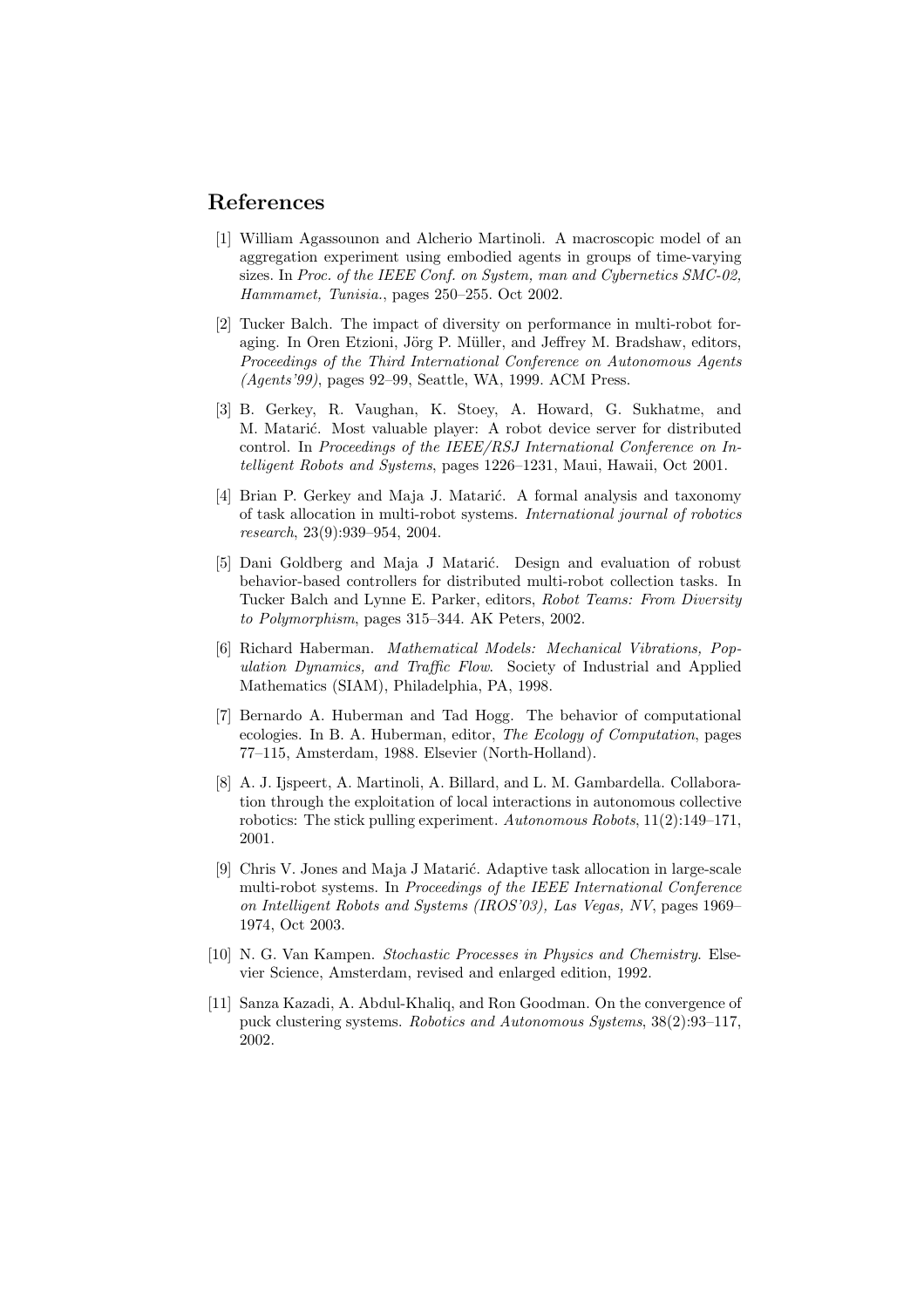## References

[1] William Agassounon and Alcherio Martinoli. A macroscopic model of an aggregation experiment using embodied agents in groups of time-varying sizes. In *Proc. of the IEEE Conf. on System, man and Cybernetics SMC-02, Hammamet, Tunisia.*, pages 250–255. Oct 2002.

[2] Tucker Balch. The impact of diversity on performance in multi-robot foraging. In Oren Etzioni, Jörg P. Müller, and Jeffrey M. Bradshaw, editors, *Proceedings of the Third International Conference on Autonomous Agents (Agents'99)*, pages 92–99, Seattle, WA, 1999. ACM Press.

[3] B. Gerkey, R. Vaughan, K. Stoey, A. Howard, G. Sukhatme, and M. Matarić. Most valuable player: A robot device server for distributed control. In *Proceedings of the IEEE/RSJ International Conference on Intelligent Robots and Systems*, pages 1226–1231, Maui, Hawaii, Oct 2001.

[4] Brian P. Gerkey and Maja J. Matarić. A formal analysis and taxonomy of task allocation in multi-robot systems. *International journal of robotics research*, 23(9):939–954, 2004.

[5] Dani Goldberg and Maja J Matarić. Design and evaluation of robust behavior-based controllers for distributed multi-robot collection tasks. In Tucker Balch and Lynne E. Parker, editors, *Robot Teams: From Diversity to Polymorphism*, pages 315–344. AK Peters, 2002.

[6] Richard Haberman. *Mathematical Models: Mechanical Vibrations, Population Dynamics, and Traffic Flow*. Society of Industrial and Applied Mathematics (SIAM), Philadelphia, PA, 1998.

[7] Bernardo A. Huberman and Tad Hogg. The behavior of computational ecologies. In B. A. Huberman, editor, *The Ecology of Computation*, pages 77–115, Amsterdam, 1988. Elsevier (North-Holland).

[8] A. J. Ijspeert, A. Martinoli, A. Billard, and L. M. Gambardella. Collaboration through the exploitation of local interactions in autonomous collective robotics: The stick pulling experiment. *Autonomous Robots*, 11(2):149–171, 2001.

[9] Chris V. Jones and Maja J Matarić. Adaptive task allocation in large-scale multi-robot systems. In *Proceedings of the IEEE International Conference on Intelligent Robots and Systems (IROS'03), Las Vegas, NV*, pages 1969–1974, Oct 2003.

[10] N. G. Van Kampen. *Stochastic Processes in Physics and Chemistry*. Elsevier Science, Amsterdam, revised and enlarged edition, 1992.

[11] Sanza Kazadi, A. Abdul-Khaliq, and Ron Goodman. On the convergence of puck clustering systems. *Robotics and Autonomous Systems*, 38(2):93–117, 2002.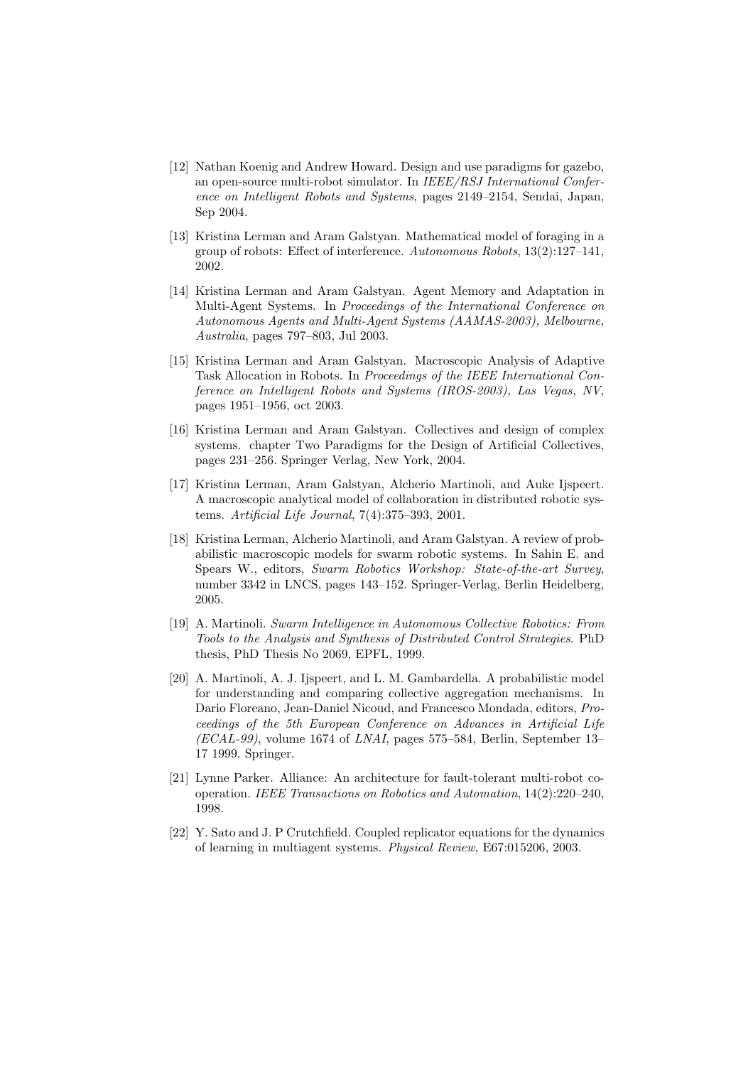[12] Nathan Koenig and Andrew Howard. Design and use paradigms for gazebo, an open-source multi-robot simulator. In *IEEE/RSJ International Conference on Intelligent Robots and Systems*, pages 2149–2154, Sendai, Japan, Sep 2004.

[13] Kristina Lerman and Aram Galstyan. Mathematical model of foraging in a group of robots: Effect of interference. *Autonomous Robots*, 13(2):127–141, 2002.

[14] Kristina Lerman and Aram Galstyan. Agent Memory and Adaptation in Multi-Agent Systems. In *Proceedings of the International Conference on Autonomous Agents and Multi-Agent Systems (AAMAS-2003), Melbourne, Australia*, pages 797–803, Jul 2003.

[15] Kristina Lerman and Aram Galstyan. Macroscopic Analysis of Adaptive Task Allocation in Robots. In *Proceedings of the IEEE International Conference on Intelligent Robots and Systems (IROS-2003), Las Vegas, NV*, pages 1951–1956, oct 2003.

[16] Kristina Lerman and Aram Galstyan. Collectives and design of complex systems. chapter Two Paradigms for the Design of Artificial Collectives, pages 231–256. Springer Verlag, New York, 2004.

[17] Kristina Lerman, Aram Galstyan, Alcherio Martinoli, and Auke Ijspeert. A macroscopic analytical model of collaboration in distributed robotic systems. *Artificial Life Journal*, 7(4):375–393, 2001.

[18] Kristina Lerman, Alcherio Martinoli, and Aram Galstyan. A review of probabilistic macroscopic models for swarm robotic systems. In Sahin E. and Spears W., editors, *Swarm Robotics Workshop: State-of-the-art Survey*, number 3342 in LNCS, pages 143–152. Springer-Verlag, Berlin Heidelberg, 2005.

[19] A. Martinoli. *Swarm Intelligence in Autonomous Collective Robotics: From Tools to the Analysis and Synthesis of Distributed Control Strategies*. PhD thesis, PhD Thesis No 2069, EPFL, 1999.

[20] A. Martinoli, A. J. Ijspeert, and L. M. Gambardella. A probabilistic model for understanding and comparing collective aggregation mechanisms. In Dario Floreano, Jean-Daniel Nicoud, and Francesco Mondada, editors, *Proceedings of the 5th European Conference on Advances in Artificial Life (ECAL-99)*, volume 1674 of *LNAI*, pages 575–584, Berlin, September 13–17 1999. Springer.

[21] Lynne Parker. Alliance: An architecture for fault-tolerant multi-robot cooperation. *IEEE Transactions on Robotics and Automation*, 14(2):220–240, 1998.

[22] Y. Sato and J. P Crutchfield. Coupled replicator equations for the dynamics of learning in multiagent systems. *Physical Review*, E67:015206, 2003.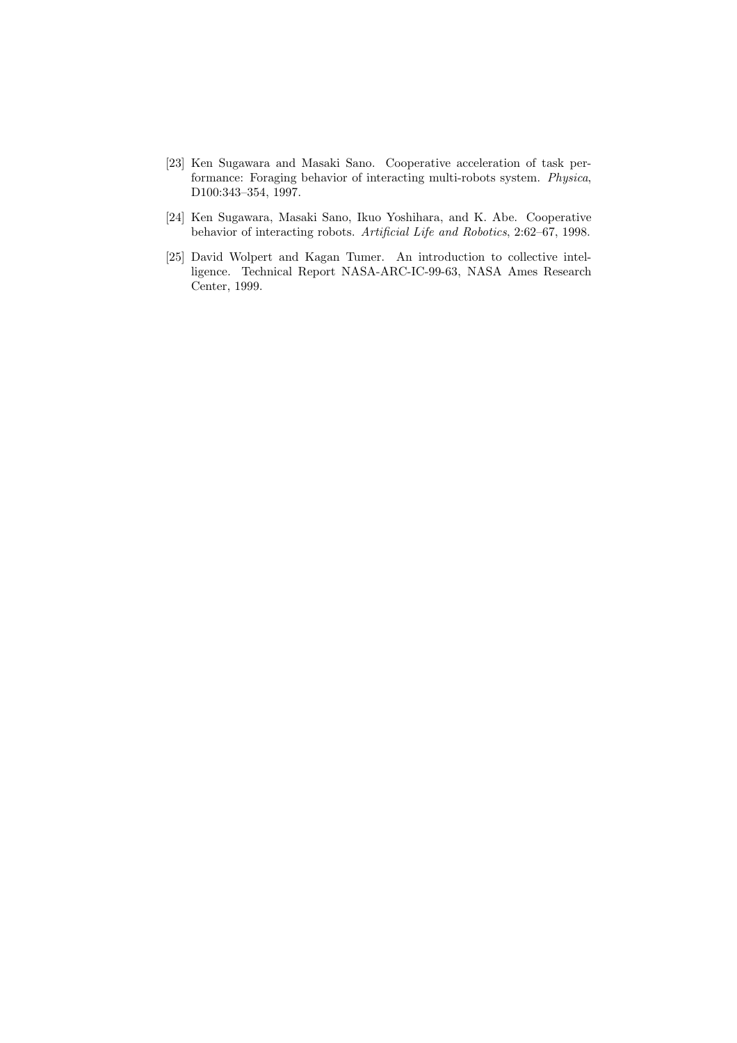[23] Ken Sugawara and Masaki Sano. Cooperative acceleration of task performance: Foraging behavior of interacting multi-robots system. *Physica*, D100:343–354, 1997.

[24] Ken Sugawara, Masaki Sano, Ikuo Yoshihara, and K. Abe. Cooperative behavior of interacting robots. *Artificial Life and Robotics*, 2:62–67, 1998.

[25] David Wolpert and Kagan Tumer. An introduction to collective intelligence. Technical Report NASA-ARC-IC-99-63, NASA Ames Research Center, 1999.